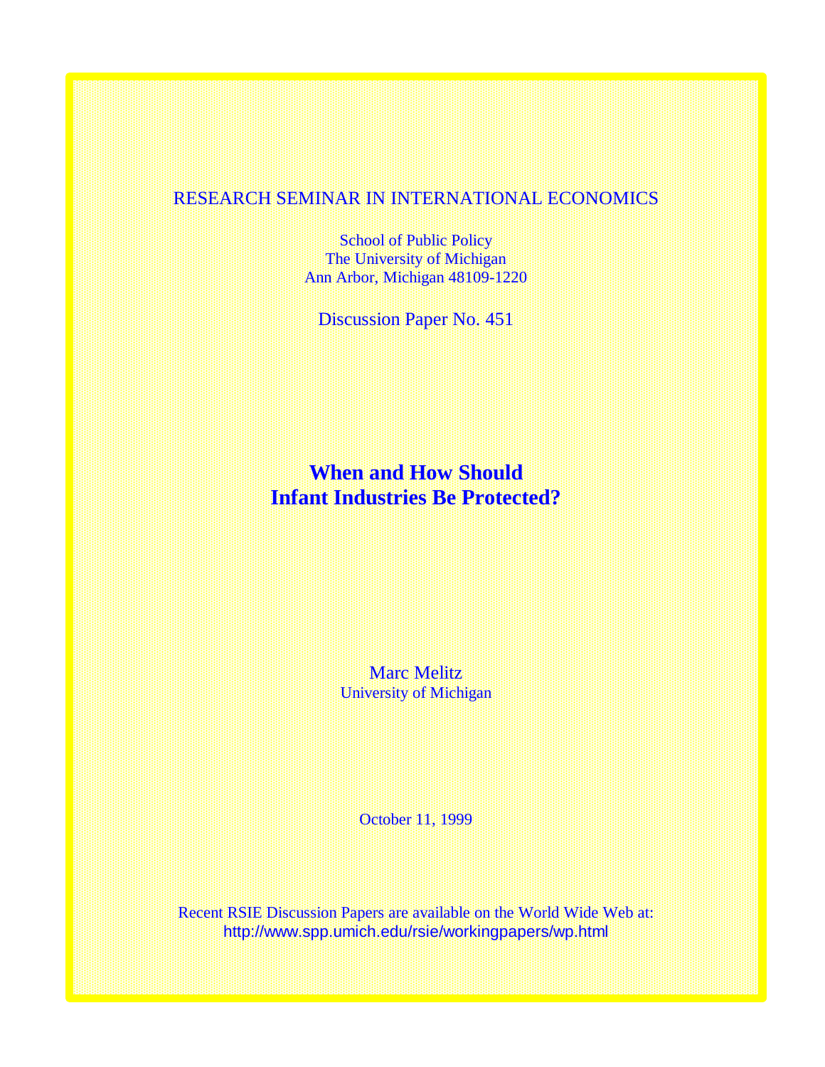RESEARCH SEMINAR IN INTERNATIONAL ECONOMICS

School of Public Policy
The University of Michigan
Ann Arbor, Michigan 48109-1220

Discussion Paper No. 451

# When and How Should Infant Industries Be Protected?

Marc Melitz
University of Michigan

October 11, 1999

Recent RSIE Discussion Papers are available on the World Wide Web at:
http://www.spp.umich.edu/rsie/workingpapers/wp.html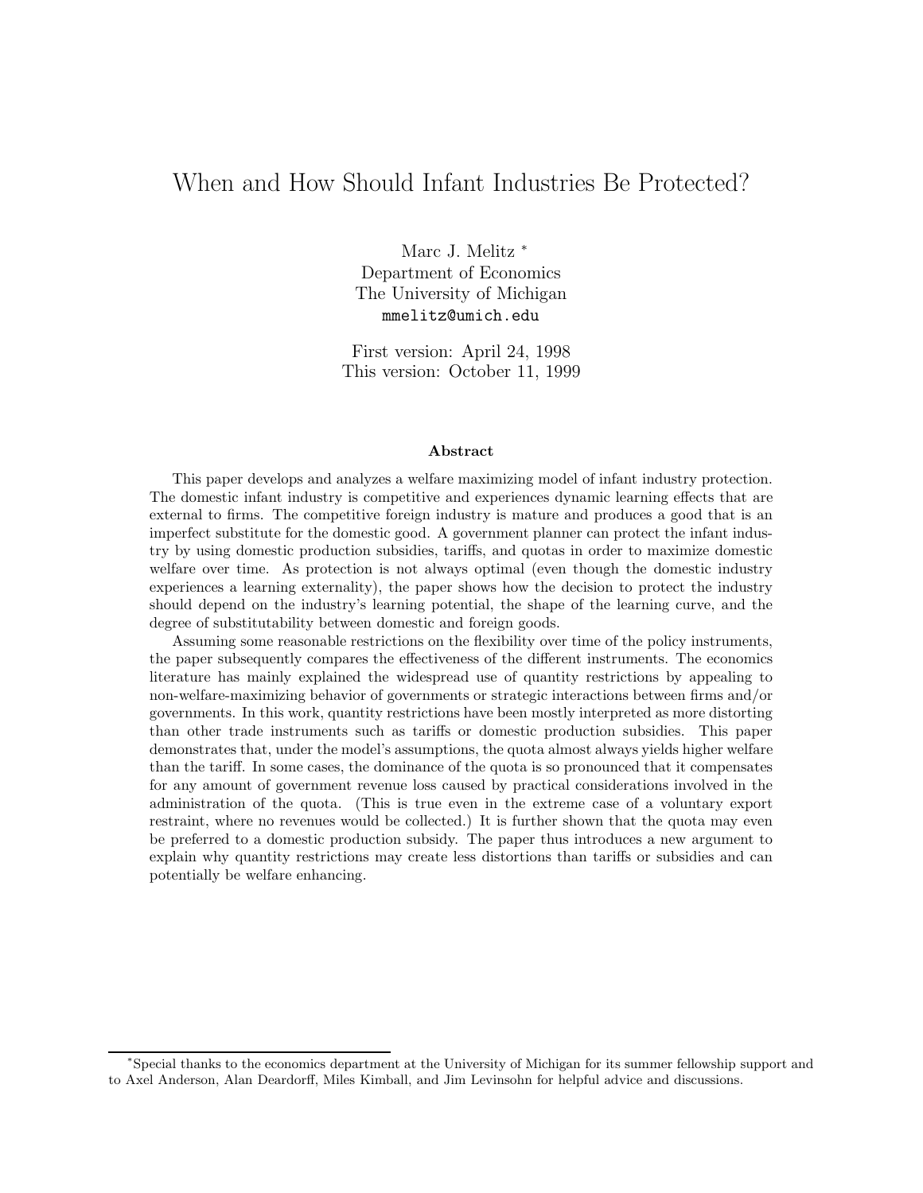# When and How Should Infant Industries Be Protected?

Marc J. Melitz [*]
Department of Economics
The University of Michigan
mmelitz@umich.edu

First version: April 24, 1998
This version: October 11, 1999

### Abstract

This paper develops and analyzes a welfare maximizing model of infant industry protection. The domestic infant industry is competitive and experiences dynamic learning effects that are external to firms. The competitive foreign industry is mature and produces a good that is an imperfect substitute for the domestic good. A government planner can protect the infant industry by using domestic production subsidies, tariffs, and quotas in order to maximize domestic welfare over time. As protection is not always optimal (even though the domestic industry experiences a learning externality), the paper shows how the decision to protect the industry should depend on the industry's learning potential, the shape of the learning curve, and the degree of substitutability between domestic and foreign goods.

Assuming some reasonable restrictions on the flexibility over time of the policy instruments, the paper subsequently compares the effectiveness of the different instruments. The economics literature has mainly explained the widespread use of quantity restrictions by appealing to non-welfare-maximizing behavior of governments or strategic interactions between firms and/or governments. In this work, quantity restrictions have been mostly interpreted as more distorting than other trade instruments such as tariffs or domestic production subsidies. This paper demonstrates that, under the model's assumptions, the quota almost always yields higher welfare than the tariff. In some cases, the dominance of the quota is so pronounced that it compensates for any amount of government revenue loss caused by practical considerations involved in the administration of the quota. (This is true even in the extreme case of a voluntary export restraint, where no revenues would be collected.) It is further shown that the quota may even be preferred to a domestic production subsidy. The paper thus introduces a new argument to explain why quantity restrictions may create less distortions than tariffs or subsidies and can potentially be welfare enhancing.

[*] Special thanks to the economics department at the University of Michigan for its summer fellowship support and to Axel Anderson, Alan Deardorff, Miles Kimball, and Jim Levinsohn for helpful advice and discussions.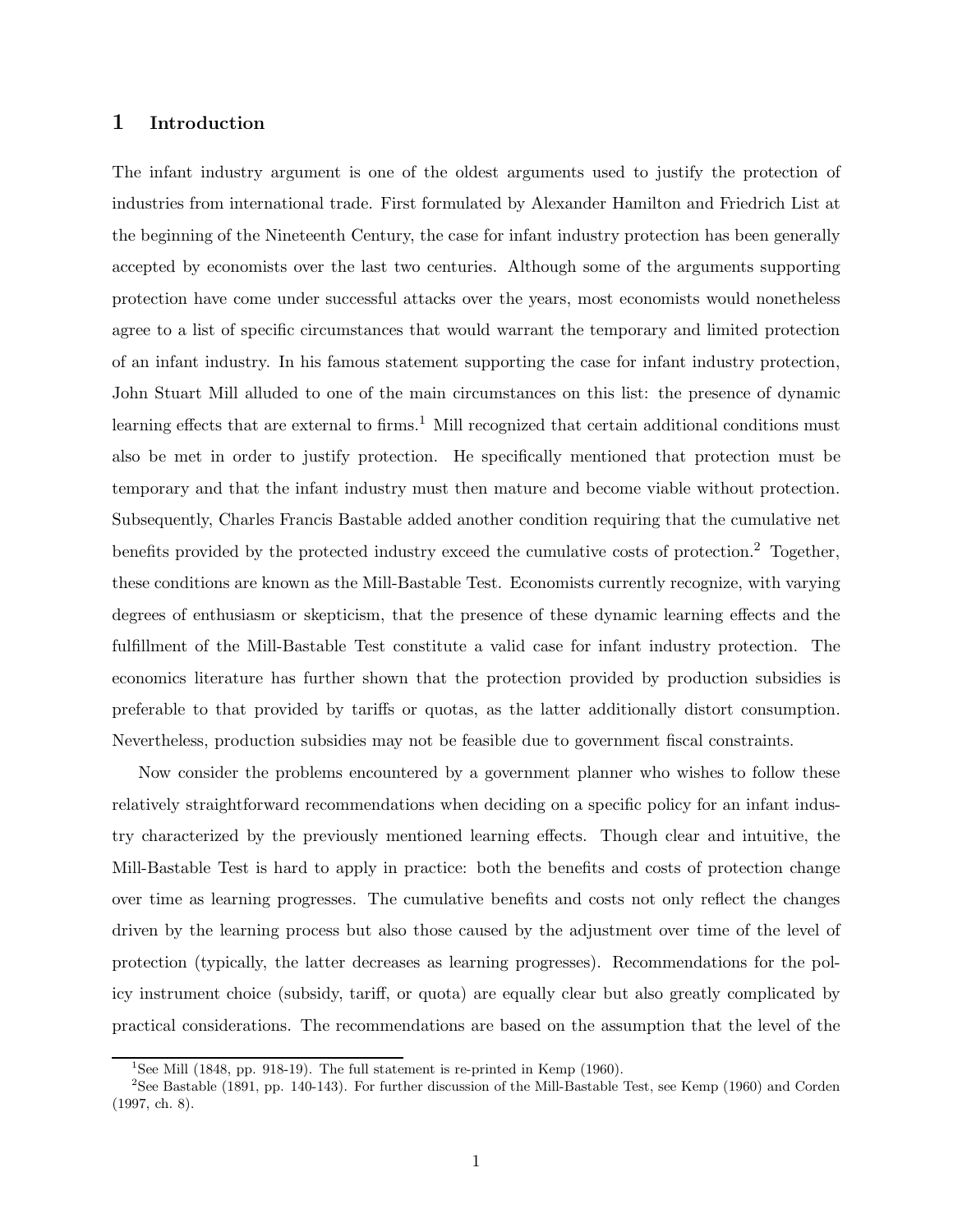# 1 Introduction

The infant industry argument is one of the oldest arguments used to justify the protection of industries from international trade. First formulated by Alexander Hamilton and Friedrich List at the beginning of the Nineteenth Century, the case for infant industry protection has been generally accepted by economists over the last two centuries. Although some of the arguments supporting protection have come under successful attacks over the years, most economists would nonetheless agree to a list of specific circumstances that would warrant the temporary and limited protection of an infant industry. In his famous statement supporting the case for infant industry protection, John Stuart Mill alluded to one of the main circumstances on this list: the presence of dynamic learning effects that are external to firms.[1] Mill recognized that certain additional conditions must also be met in order to justify protection. He specifically mentioned that protection must be temporary and that the infant industry must then mature and become viable without protection. Subsequently, Charles Francis Bastable added another condition requiring that the cumulative net benefits provided by the protected industry exceed the cumulative costs of protection.[2] Together, these conditions are known as the Mill-Bastable Test. Economists currently recognize, with varying degrees of enthusiasm or skepticism, that the presence of these dynamic learning effects and the fulfillment of the Mill-Bastable Test constitute a valid case for infant industry protection. The economics literature has further shown that the protection provided by production subsidies is preferable to that provided by tariffs or quotas, as the latter additionally distort consumption. Nevertheless, production subsidies may not be feasible due to government fiscal constraints.

Now consider the problems encountered by a government planner who wishes to follow these relatively straightforward recommendations when deciding on a specific policy for an infant industry characterized by the previously mentioned learning effects. Though clear and intuitive, the Mill-Bastable Test is hard to apply in practice: both the benefits and costs of protection change over time as learning progresses. The cumulative benefits and costs not only reflect the changes driven by the learning process but also those caused by the adjustment over time of the level of protection (typically, the latter decreases as learning progresses). Recommendations for the policy instrument choice (subsidy, tariff, or quota) are equally clear but also greatly complicated by practical considerations. The recommendations are based on the assumption that the level of the

[1] See Mill (1848, pp. 918-19). The full statement is re-printed in Kemp (1960).

[2] See Bastable (1891, pp. 140-143). For further discussion of the Mill-Bastable Test, see Kemp (1960) and Corden (1997, ch. 8).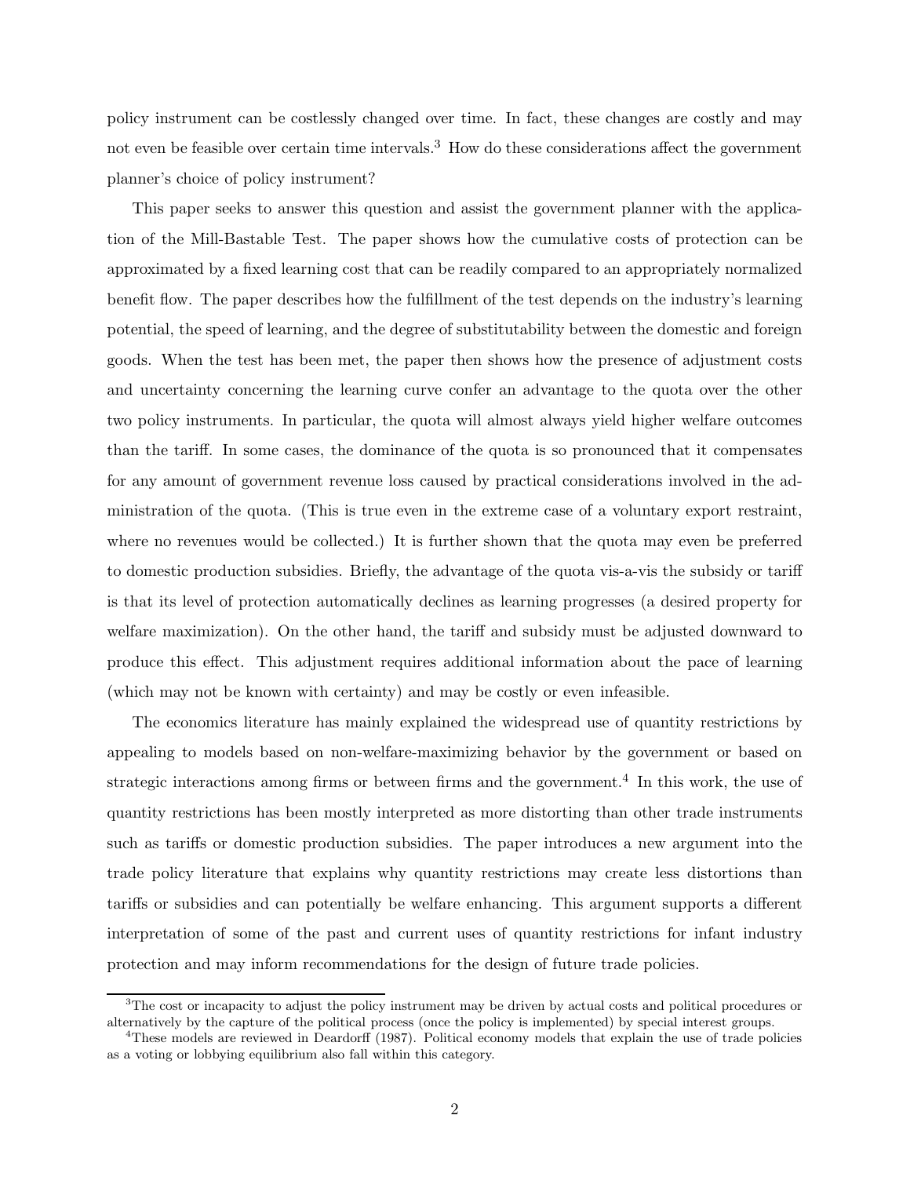policy instrument can be costlessly changed over time. In fact, these changes are costly and may not even be feasible over certain time intervals.[3] How do these considerations affect the government planner's choice of policy instrument?

This paper seeks to answer this question and assist the government planner with the application of the Mill-Bastable Test. The paper shows how the cumulative costs of protection can be approximated by a fixed learning cost that can be readily compared to an appropriately normalized benefit flow. The paper describes how the fulfillment of the test depends on the industry's learning potential, the speed of learning, and the degree of substitutability between the domestic and foreign goods. When the test has been met, the paper then shows how the presence of adjustment costs and uncertainty concerning the learning curve confer an advantage to the quota over the other two policy instruments. In particular, the quota will almost always yield higher welfare outcomes than the tariff. In some cases, the dominance of the quota is so pronounced that it compensates for any amount of government revenue loss caused by practical considerations involved in the administration of the quota. (This is true even in the extreme case of a voluntary export restraint, where no revenues would be collected.) It is further shown that the quota may even be preferred to domestic production subsidies. Briefly, the advantage of the quota vis-a-vis the subsidy or tariff is that its level of protection automatically declines as learning progresses (a desired property for welfare maximization). On the other hand, the tariff and subsidy must be adjusted downward to produce this effect. This adjustment requires additional information about the pace of learning (which may not be known with certainty) and may be costly or even infeasible.

The economics literature has mainly explained the widespread use of quantity restrictions by appealing to models based on non-welfare-maximizing behavior by the government or based on strategic interactions among firms or between firms and the government.[4] In this work, the use of quantity restrictions has been mostly interpreted as more distorting than other trade instruments such as tariffs or domestic production subsidies. The paper introduces a new argument into the trade policy literature that explains why quantity restrictions may create less distortions than tariffs or subsidies and can potentially be welfare enhancing. This argument supports a different interpretation of some of the past and current uses of quantity restrictions for infant industry protection and may inform recommendations for the design of future trade policies.

---

[3] The cost or incapacity to adjust the policy instrument may be driven by actual costs and political procedures or alternatively by the capture of the political process (once the policy is implemented) by special interest groups.

[4] These models are reviewed in Deardorff (1987). Political economy models that explain the use of trade policies as a voting or lobbying equilibrium also fall within this category.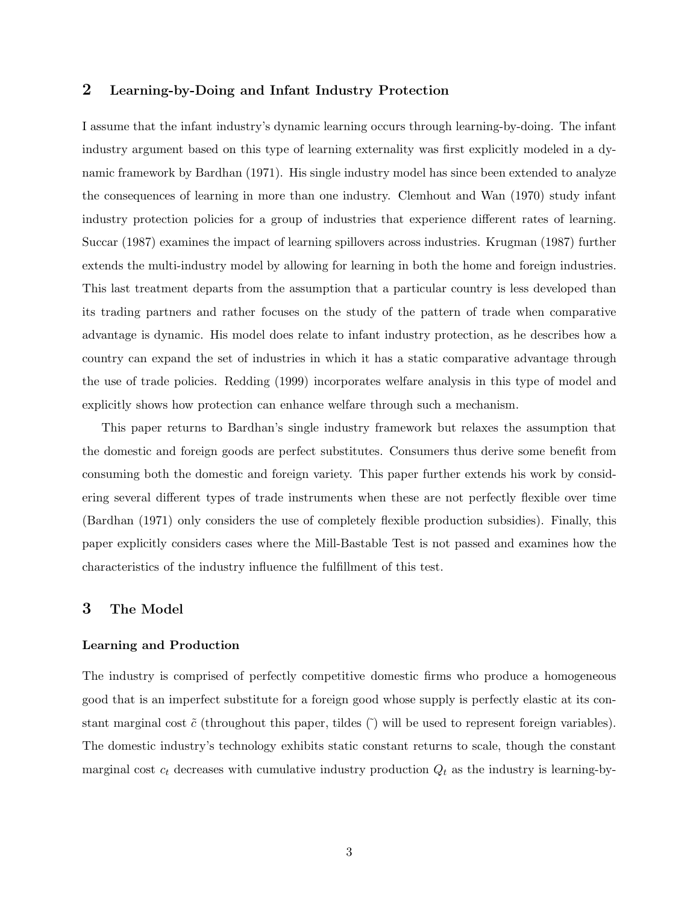## 2 Learning-by-Doing and Infant Industry Protection

I assume that the infant industry's dynamic learning occurs through learning-by-doing. The infant industry argument based on this type of learning externality was first explicitly modeled in a dynamic framework by Bardhan (1971). His single industry model has since been extended to analyze the consequences of learning in more than one industry. Clemhout and Wan (1970) study infant industry protection policies for a group of industries that experience different rates of learning. Succar (1987) examines the impact of learning spillovers across industries. Krugman (1987) further extends the multi-industry model by allowing for learning in both the home and foreign industries. This last treatment departs from the assumption that a particular country is less developed than its trading partners and rather focuses on the study of the pattern of trade when comparative advantage is dynamic. His model does relate to infant industry protection, as he describes how a country can expand the set of industries in which it has a static comparative advantage through the use of trade policies. Redding (1999) incorporates welfare analysis in this type of model and explicitly shows how protection can enhance welfare through such a mechanism.

This paper returns to Bardhan's single industry framework but relaxes the assumption that the domestic and foreign goods are perfect substitutes. Consumers thus derive some benefit from consuming both the domestic and foreign variety. This paper further extends his work by considering several different types of trade instruments when these are not perfectly flexible over time (Bardhan (1971) only considers the use of completely flexible production subsidies). Finally, this paper explicitly considers cases where the Mill-Bastable Test is not passed and examines how the characteristics of the industry influence the fulfillment of this test.

## 3 The Model

### Learning and Production

The industry is comprised of perfectly competitive domestic firms who produce a homogeneous good that is an imperfect substitute for a foreign good whose supply is perfectly elastic at its constant marginal cost $\tilde{c}$ (throughout this paper, tildes ( $\tilde{}$ ) will be used to represent foreign variables). The domestic industry's technology exhibits static constant returns to scale, though the constant marginal cost $c_t$ decreases with cumulative industry production $Q_t$ as the industry is learning-by-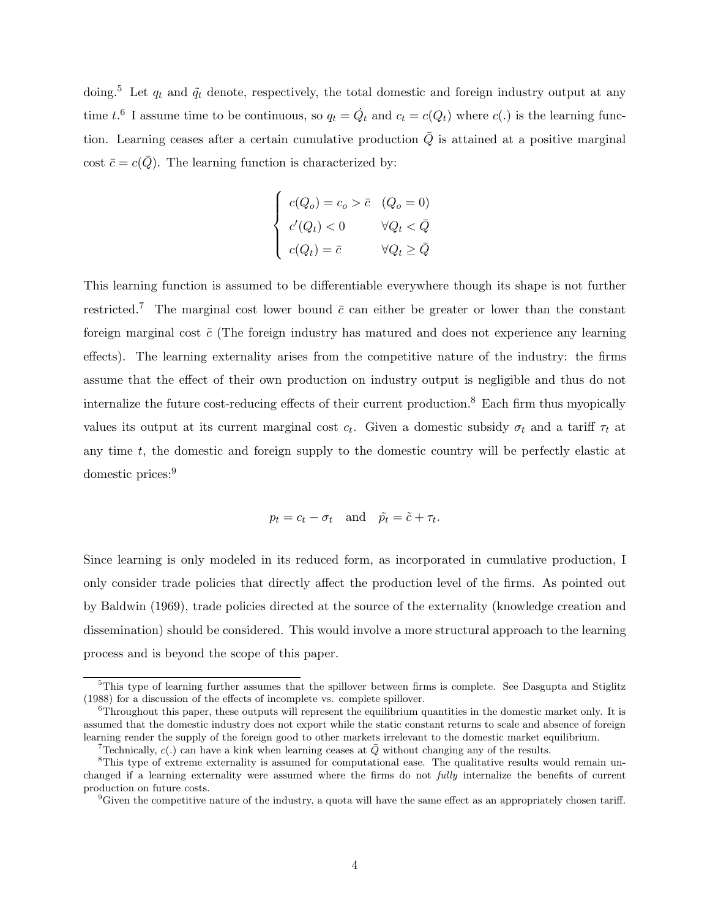doing.[5] Let $q_t$ and $\tilde{q}_t$ denote, respectively, the total domestic and foreign industry output at any time $t$.[6] I assume time to be continuous, so $q_t = \dot{Q}_t$ and $c_t = c(Q_t)$ where $c(.)$ is the learning function. Learning ceases after a certain cumulative production $\bar{Q}$ is attained at a positive marginal cost $\bar{c} = c(\bar{Q})$. The learning function is characterized by:

$$
\begin{cases}
c(Q_o) = c_o > \bar{c} & (Q_o = 0) \\
c'(Q_t) < 0 & \forall Q_t < \bar{Q} \\
c(Q_t) = \bar{c} & \forall Q_t \geq \bar{Q}
\end{cases}
$$

This learning function is assumed to be differentiable everywhere though its shape is not further restricted.[7] The marginal cost lower bound $\bar{c}$ can either be greater or lower than the constant foreign marginal cost $\tilde{c}$ (The foreign industry has matured and does not experience any learning effects). The learning externality arises from the competitive nature of the industry: the firms assume that the effect of their own production on industry output is negligible and thus do not internalize the future cost-reducing effects of their current production.[8] Each firm thus myopically values its output at its current marginal cost $c_t$. Given a domestic subsidy $\sigma_t$ and a tariff $\tau_t$ at any time $t$, the domestic and foreign supply to the domestic country will be perfectly elastic at domestic prices:[9]

$$
p_t = c_t - \sigma_t \quad \text{and} \quad \tilde{p}_t = \tilde{c} + \tau_t.
$$

Since learning is only modeled in its reduced form, as incorporated in cumulative production, I only consider trade policies that directly affect the production level of the firms. As pointed out by Baldwin (1969), trade policies directed at the source of the externality (knowledge creation and dissemination) should be considered. This would involve a more structural approach to the learning process and is beyond the scope of this paper.

---

[5] This type of learning further assumes that the spillover between firms is complete. See Dasgupta and Stiglitz (1988) for a discussion of the effects of incomplete vs. complete spillover.

[6] Throughout this paper, these outputs will represent the equilibrium quantities in the domestic market only. It is assumed that the domestic industry does not export while the static constant returns to scale and absence of foreign learning render the supply of the foreign good to other markets irrelevant to the domestic market equilibrium.

[7] Technically, $c(.)$ can have a kink when learning ceases at $\bar{Q}$ without changing any of the results.

[8] This type of extreme externality is assumed for computational ease. The qualitative results would remain unchanged if a learning externality were assumed where the firms do not *fully* internalize the benefits of current production on future costs.

[9] Given the competitive nature of the industry, a quota will have the same effect as an appropriately chosen tariff.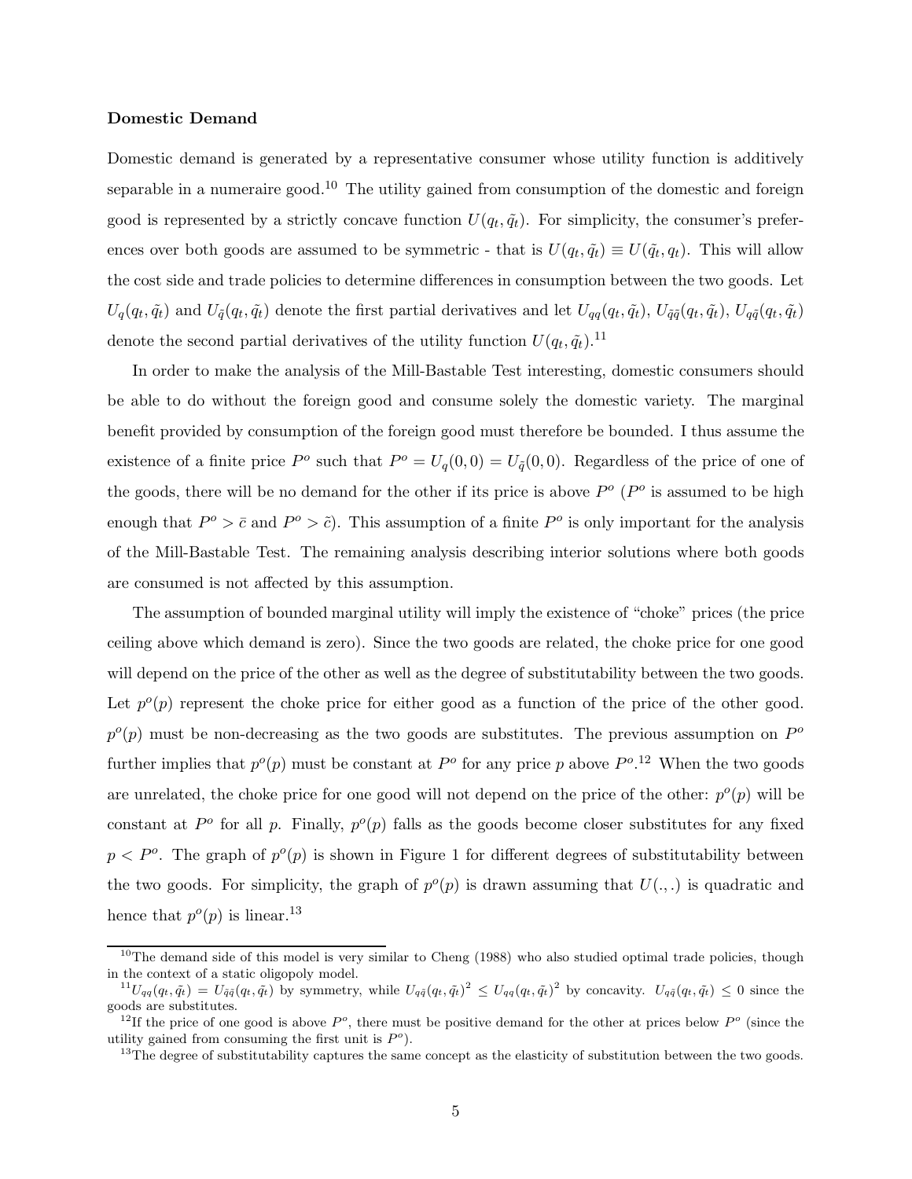**Domestic Demand**

Domestic demand is generated by a representative consumer whose utility function is additively separable in a numeraire good.[10] The utility gained from consumption of the domestic and foreign good is represented by a strictly concave function $U(q_t, \tilde{q}_t)$. For simplicity, the consumer's preferences over both goods are assumed to be symmetric - that is $U(q_t, \tilde{q}_t) \equiv U(\tilde{q}_t, q_t)$. This will allow the cost side and trade policies to determine differences in consumption between the two goods. Let $U_q(q_t, \tilde{q}_t)$ and $U_{\tilde{q}}(q_t, \tilde{q}_t)$ denote the first partial derivatives and let $U_{qq}(q_t, \tilde{q}_t)$, $U_{\tilde{q}\tilde{q}}(q_t, \tilde{q}_t)$, $U_{q\tilde{q}}(q_t, \tilde{q}_t)$ denote the second partial derivatives of the utility function $U(q_t, \tilde{q}_t)$.[11]

In order to make the analysis of the Mill-Bastable Test interesting, domestic consumers should be able to do without the foreign good and consume solely the domestic variety. The marginal benefit provided by consumption of the foreign good must therefore be bounded. I thus assume the existence of a finite price $P^o$ such that $P^o = U_q(0, 0) = U_{\tilde{q}}(0, 0)$. Regardless of the price of one of the goods, there will be no demand for the other if its price is above $P^o$ ($P^o$ is assumed to be high enough that $P^o > \bar{c}$ and $P^o > \tilde{c}$). This assumption of a finite $P^o$ is only important for the analysis of the Mill-Bastable Test. The remaining analysis describing interior solutions where both goods are consumed is not affected by this assumption.

The assumption of bounded marginal utility will imply the existence of "choke" prices (the price ceiling above which demand is zero). Since the two goods are related, the choke price for one good will depend on the price of the other as well as the degree of substitutability between the two goods. Let $p^o(p)$ represent the choke price for either good as a function of the price of the other good. $p^o(p)$ must be non-decreasing as the two goods are substitutes. The previous assumption on $P^o$ further implies that $p^o(p)$ must be constant at $P^o$ for any price $p$ above $P^o$.[12] When the two goods are unrelated, the choke price for one good will not depend on the price of the other: $p^o(p)$ will be constant at $P^o$ for all $p$. Finally, $p^o(p)$ falls as the goods become closer substitutes for any fixed $p < P^o$. The graph of $p^o(p)$ is shown in Figure 1 for different degrees of substitutability between the two goods. For simplicity, the graph of $p^o(p)$ is drawn assuming that $U(.,.)$ is quadratic and hence that $p^o(p)$ is linear.[13]

[10] The demand side of this model is very similar to Cheng (1988) who also studied optimal trade policies, though in the context of a static oligopoly model.

[11] $U_{qq}(q_t, \tilde{q}_t) = U_{\tilde{q}\tilde{q}}(q_t, \tilde{q}_t)$ by symmetry, while $U_{q\tilde{q}}(q_t, \tilde{q}_t)^2 \leq U_{qq}(q_t, \tilde{q}_t)^2$ by concavity. $U_{q\tilde{q}}(q_t, \tilde{q}_t) \leq 0$ since the goods are substitutes.

[12] If the price of one good is above $P^o$, there must be positive demand for the other at prices below $P^o$ (since the utility gained from consuming the first unit is $P^o$).

[13] The degree of substitutability captures the same concept as the elasticity of substitution between the two goods.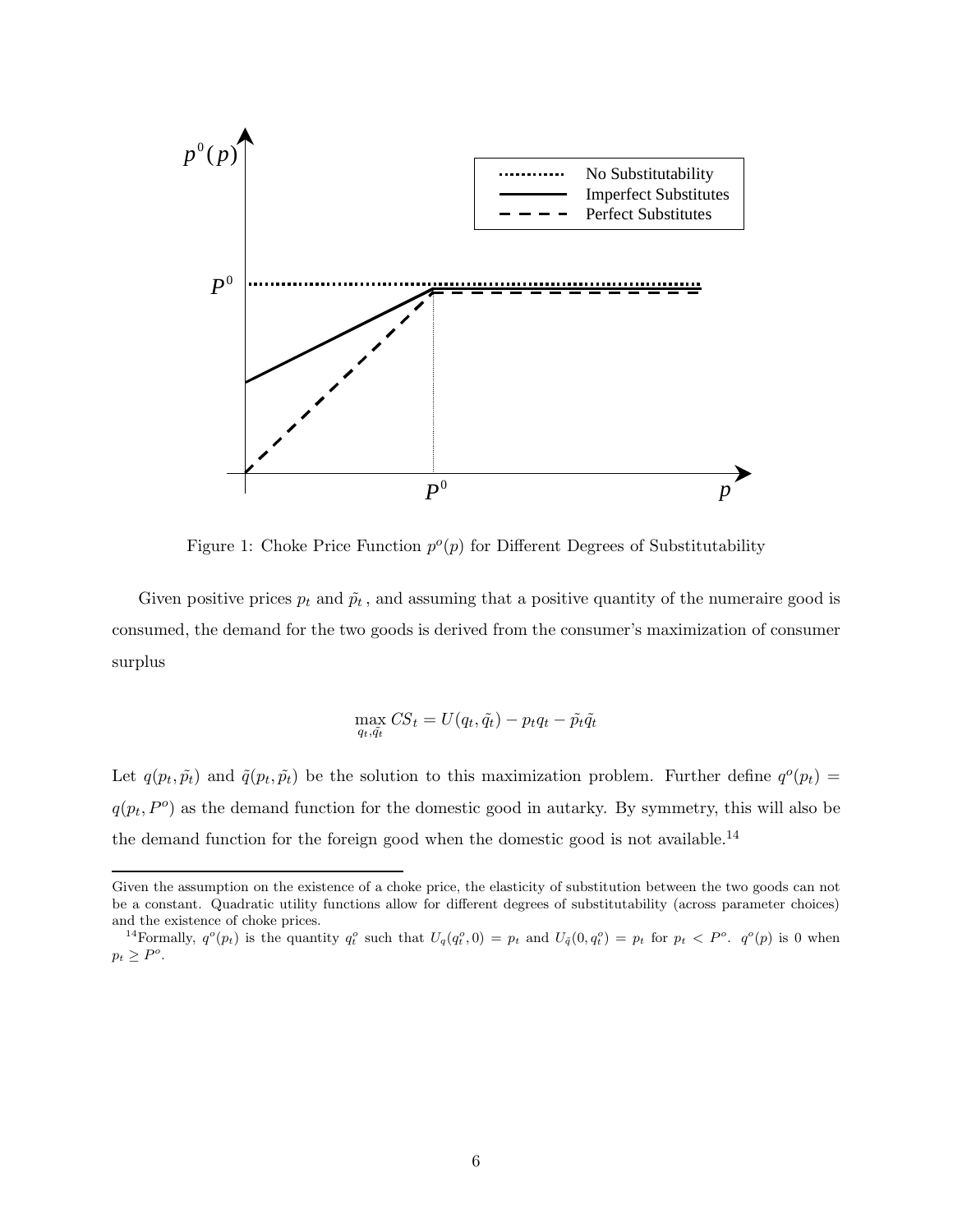$p^0(p)$

No Substitutability
Imperfect Substitutes
Perfect Substitutes

$P^0$

$P^0$

$p$

Figure 1: Choke Price Function $p^o(p)$ for Different Degrees of Substitutability

Given positive prices $p_t$ and $\tilde{p}_t$, and assuming that a positive quantity of the numeraire good is consumed, the demand for the two goods is derived from the consumer's maximization of consumer surplus

$$\max_{q_t, \tilde{q}_t} CS_t = U(q_t, \tilde{q}_t) - p_t q_t - \tilde{p}_t \tilde{q}_t$$

Let $q(p_t, \tilde{p}_t)$ and $\tilde{q}(p_t, \tilde{p}_t)$ be the solution to this maximization problem. Further define $q^o(p_t) = q(p_t, P^o)$ as the demand function for the domestic good in autarky. By symmetry, this will also be the demand function for the foreign good when the domestic good is not available.[14]

---

Given the assumption on the existence of a choke price, the elasticity of substitution between the two goods can not be a constant. Quadratic utility functions allow for different degrees of substitutability (across parameter choices) and the existence of choke prices.

[14]Formally, $q^o(p_t)$ is the quantity $q_t^o$ such that $U_q(q_t^o, 0) = p_t$ and $U_{\tilde{q}}(0, q_t^o) = p_t$ for $p_t < P^o$. $q^o(p)$ is 0 when $p_t \geq P^o$.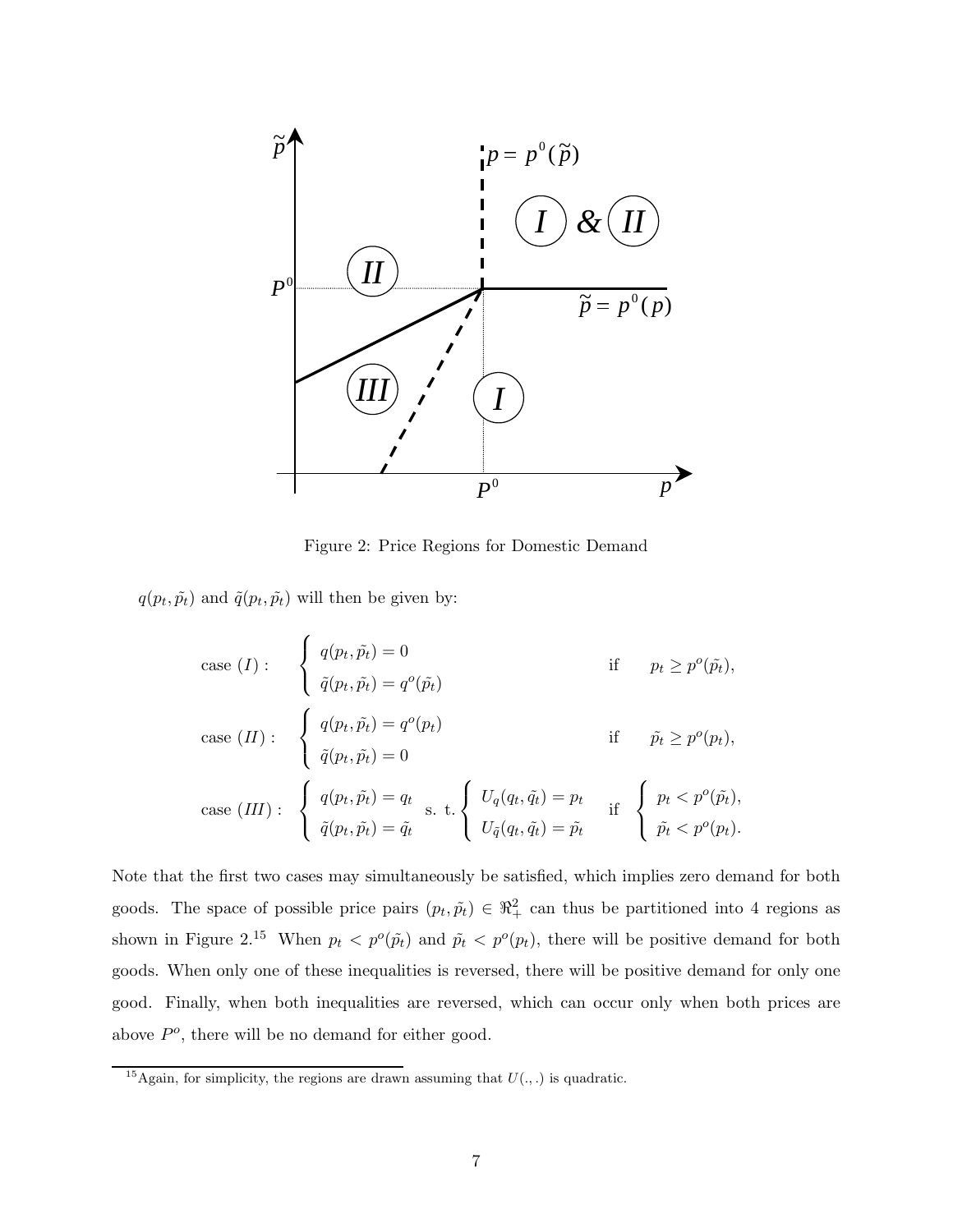$\tilde{p}$

$p = p^0(\tilde{p})$

I & II

II

$P^0$

$\tilde{p} = p^0(p)$

III

I

$P^0$

$p$

Figure 2: Price Regions for Domestic Demand

$q(p_t, \tilde{p}_t)$ and $\tilde{q}(p_t, \tilde{p}_t)$ will then be given by:

$$
\text{case } (I): \quad \begin{cases} q(p_t, \tilde{p}_t) = 0 \\ \tilde{q}(p_t, \tilde{p}_t) = q^o(\tilde{p}_t) \end{cases} \quad \text{if} \quad p_t \geq p^o(\tilde{p}_t),
$$

$$
\text{case } (II): \quad \begin{cases} q(p_t, \tilde{p}_t) = q^o(p_t) \\ \tilde{q}(p_t, \tilde{p}_t) = 0 \end{cases} \quad \text{if} \quad \tilde{p}_t \geq p^o(p_t),
$$

$$
\text{case } (III): \quad \begin{cases} q(p_t, \tilde{p}_t) = q_t \\ \tilde{q}(p_t, \tilde{p}_t) = \tilde{q}_t \end{cases} \text{ s. t.} \begin{cases} U_q(q_t, \tilde{q}_t) = p_t \\ U_{\tilde{q}}(q_t, \tilde{q}_t) = \tilde{p}_t \end{cases} \quad \text{if} \quad \begin{cases} p_t < p^o(\tilde{p}_t), \\ \tilde{p}_t < p^o(p_t). \end{cases}
$$

Note that the first two cases may simultaneously be satisfied, which implies zero demand for both goods. The space of possible price pairs $(p_t, \tilde{p}_t) \in \Re^2_+$ can thus be partitioned into 4 regions as shown in Figure 2.[15] When $p_t < p^o(\tilde{p}_t)$ and $\tilde{p}_t < p^o(p_t)$, there will be positive demand for both goods. When only one of these inequalities is reversed, there will be positive demand for only one good. Finally, when both inequalities are reversed, which can occur only when both prices are above $P^o$, there will be no demand for either good.

[15] Again, for simplicity, the regions are drawn assuming that $U(.,.)$ is quadratic.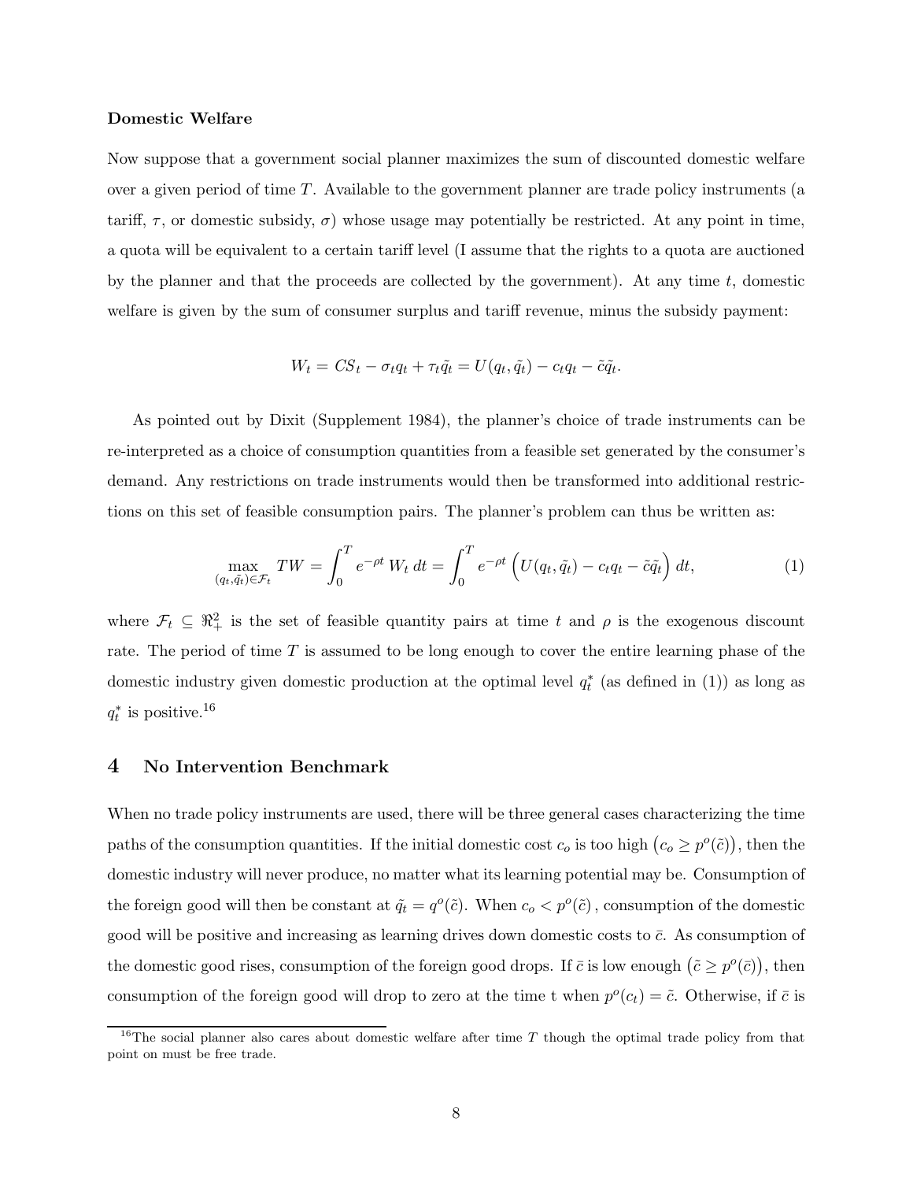**Domestic Welfare**

Now suppose that a government social planner maximizes the sum of discounted domestic welfare over a given period of time $T$. Available to the government planner are trade policy instruments (a tariff, $\tau$, or domestic subsidy, $\sigma$) whose usage may potentially be restricted. At any point in time, a quota will be equivalent to a certain tariff level (I assume that the rights to a quota are auctioned by the planner and that the proceeds are collected by the government). At any time $t$, domestic welfare is given by the sum of consumer surplus and tariff revenue, minus the subsidy payment:

$$W_t = CS_t - \sigma_t q_t + \tau_t \tilde{q}_t = U(q_t, \tilde{q}_t) - c_t q_t - \tilde{c}\tilde{q}_t.$$

As pointed out by Dixit (Supplement 1984), the planner's choice of trade instruments can be re-interpreted as a choice of consumption quantities from a feasible set generated by the consumer's demand. Any restrictions on trade instruments would then be transformed into additional restrictions on this set of feasible consumption pairs. The planner's problem can thus be written as:

$$\max_{(q_t, \tilde{q}_t) \in \mathcal{F}_t} TW = \int_0^T e^{-\rho t}\, W_t \, dt = \int_0^T e^{-\rho t} \left( U(q_t, \tilde{q}_t) - c_t q_t - \tilde{c}\tilde{q}_t \right) dt, \tag{1}$$

where $\mathcal{F}_t \subseteq \Re^2_+$ is the set of feasible quantity pairs at time $t$ and $\rho$ is the exogenous discount rate. The period of time $T$ is assumed to be long enough to cover the entire learning phase of the domestic industry given domestic production at the optimal level $q_t^*$ (as defined in (1)) as long as $q_t^*$ is positive.[16]

## 4 No Intervention Benchmark

When no trade policy instruments are used, there will be three general cases characterizing the time paths of the consumption quantities. If the initial domestic cost $c_o$ is too high $\left(c_o \geq p^o(\tilde{c})\right)$, then the domestic industry will never produce, no matter what its learning potential may be. Consumption of the foreign good will then be constant at $\tilde{q}_t = q^o(\tilde{c})$. When $c_o < p^o(\tilde{c})$, consumption of the domestic good will be positive and increasing as learning drives down domestic costs to $\bar{c}$. As consumption of the domestic good rises, consumption of the foreign good drops. If $\bar{c}$ is low enough $\left(\tilde{c} \geq p^o(\bar{c})\right)$, then consumption of the foreign good will drop to zero at the time t when $p^o(c_t) = \tilde{c}$. Otherwise, if $\bar{c}$ is

[16] The social planner also cares about domestic welfare after time $T$ though the optimal trade policy from that point on must be free trade.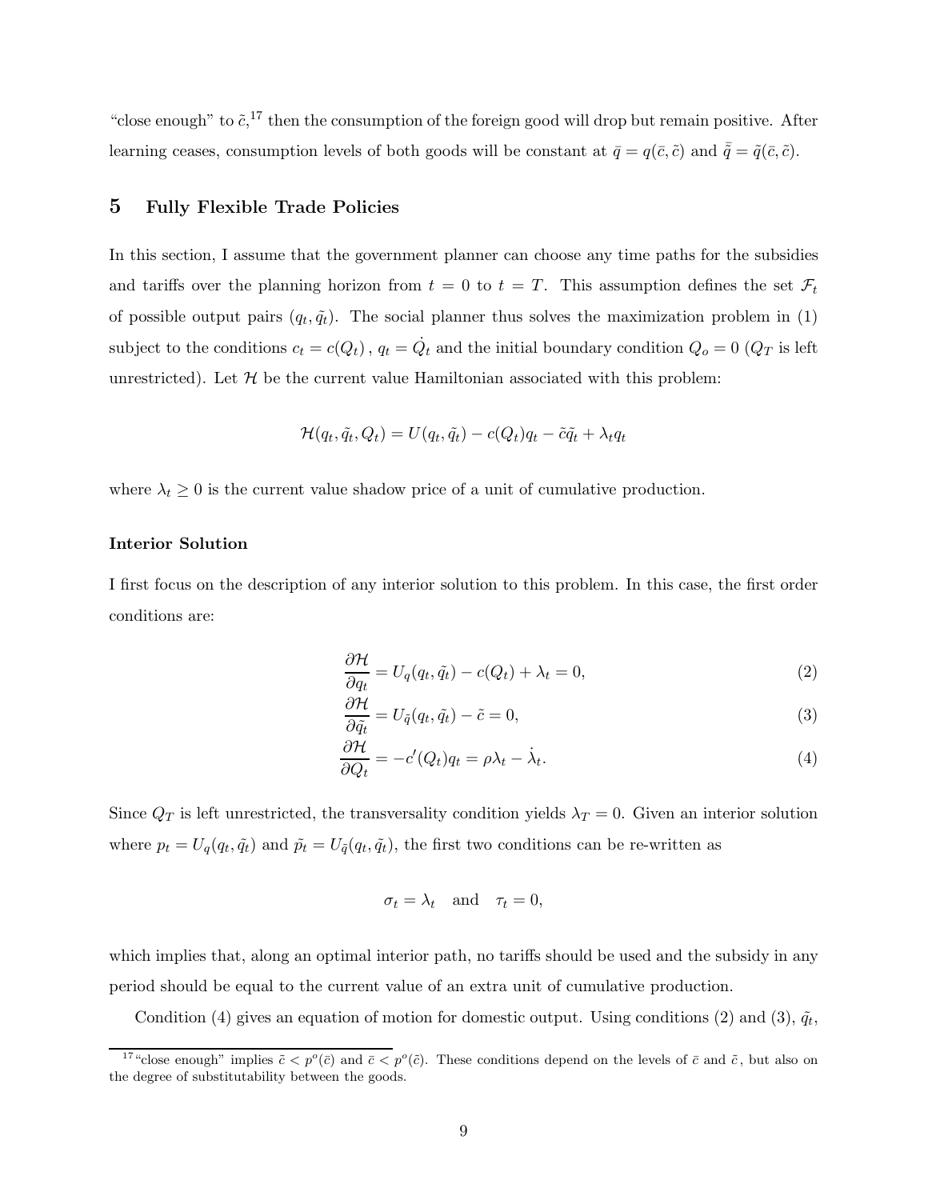"close enough" to $\tilde{c}$,[17] then the consumption of the foreign good will drop but remain positive. After learning ceases, consumption levels of both goods will be constant at $\bar{q} = q(\bar{c}, \tilde{c})$ and $\bar{\tilde{q}} = \tilde{q}(\bar{c}, \tilde{c})$.

# 5 Fully Flexible Trade Policies

In this section, I assume that the government planner can choose any time paths for the subsidies and tariffs over the planning horizon from $t = 0$ to $t = T$. This assumption defines the set $\mathcal{F}_t$ of possible output pairs $(q_t, \tilde{q}_t)$. The social planner thus solves the maximization problem in (1) subject to the conditions $c_t = c(Q_t)$ , $q_t = \dot{Q}_t$ and the initial boundary condition $Q_o = 0$ ($Q_T$ is left unrestricted). Let $\mathcal{H}$ be the current value Hamiltonian associated with this problem:

$$\mathcal{H}(q_t, \tilde{q}_t, Q_t) = U(q_t, \tilde{q}_t) - c(Q_t)q_t - \tilde{c}\tilde{q}_t + \lambda_t q_t$$

where $\lambda_t \geq 0$ is the current value shadow price of a unit of cumulative production.

### Interior Solution

I first focus on the description of any interior solution to this problem. In this case, the first order conditions are:

$$\frac{\partial \mathcal{H}}{\partial q_t} = U_q(q_t, \tilde{q}_t) - c(Q_t) + \lambda_t = 0, \tag{2}$$

$$\frac{\partial \mathcal{H}}{\partial \tilde{q}_t} = U_{\tilde{q}}(q_t, \tilde{q}_t) - \tilde{c} = 0, \tag{3}$$

$$\frac{\partial \mathcal{H}}{\partial Q_t} = -c'(Q_t)q_t = \rho\lambda_t - \dot{\lambda}_t. \tag{4}$$

Since $Q_T$ is left unrestricted, the transversality condition yields $\lambda_T = 0$. Given an interior solution where $p_t = U_q(q_t, \tilde{q}_t)$ and $\tilde{p}_t = U_{\tilde{q}}(q_t, \tilde{q}_t)$, the first two conditions can be re-written as

$$\sigma_t = \lambda_t \quad \text{and} \quad \tau_t = 0,$$

which implies that, along an optimal interior path, no tariffs should be used and the subsidy in any period should be equal to the current value of an extra unit of cumulative production.

Condition (4) gives an equation of motion for domestic output. Using conditions (2) and (3), $\tilde{q}_t$,

[17] "close enough" implies $\tilde{c} < p^o(\bar{c})$ and $\bar{c} < p^o(\tilde{c})$. These conditions depend on the levels of $\bar{c}$ and $\tilde{c}$, but also on the degree of substitutability between the goods.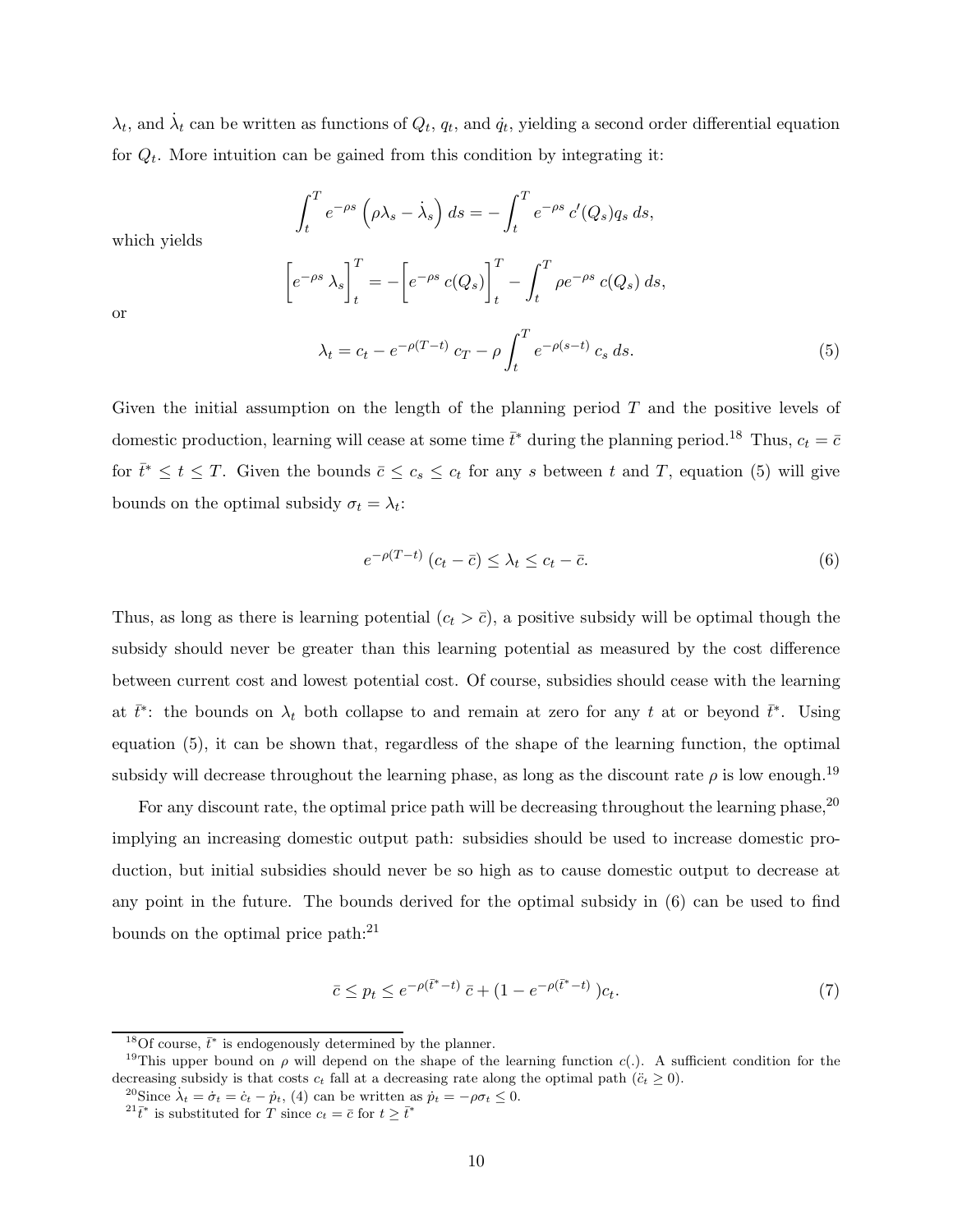$\lambda_t$, and $\dot{\lambda}_t$ can be written as functions of $Q_t$, $q_t$, and $\dot{q}_t$, yielding a second order differential equation for $Q_t$. More intuition can be gained from this condition by integrating it:

$$\int_t^T e^{-\rho s} \left( \rho \lambda_s - \dot{\lambda}_s \right) ds = -\int_t^T e^{-\rho s} \, c'(Q_s) q_s \, ds,$$

which yields

$$\left[ e^{-\rho s} \, \lambda_s \right]_t^T = -\left[ e^{-\rho s} \, c(Q_s) \right]_t^T - \int_t^T \rho e^{-\rho s} \, c(Q_s) \, ds,$$

or

$$\lambda_t = c_t - e^{-\rho(T-t)} \, c_T - \rho \int_t^T e^{-\rho(s-t)} \, c_s \, ds. \tag{5}$$

Given the initial assumption on the length of the planning period $T$ and the positive levels of domestic production, learning will cease at some time $\bar{t}^*$ during the planning period.[18] Thus, $c_t = \bar{c}$ for $\bar{t}^* \leq t \leq T$. Given the bounds $\bar{c} \leq c_s \leq c_t$ for any $s$ between $t$ and $T$, equation (5) will give bounds on the optimal subsidy $\sigma_t = \lambda_t$:

$$e^{-\rho(T-t)} \, (c_t - \bar{c}) \leq \lambda_t \leq c_t - \bar{c}. \tag{6}$$

Thus, as long as there is learning potential ($c_t > \bar{c}$), a positive subsidy will be optimal though the subsidy should never be greater than this learning potential as measured by the cost difference between current cost and lowest potential cost. Of course, subsidies should cease with the learning at $\bar{t}^*$: the bounds on $\lambda_t$ both collapse to and remain at zero for any $t$ at or beyond $\bar{t}^*$. Using equation (5), it can be shown that, regardless of the shape of the learning function, the optimal subsidy will decrease throughout the learning phase, as long as the discount rate $\rho$ is low enough.[19]

For any discount rate, the optimal price path will be decreasing throughout the learning phase,[20] implying an increasing domestic output path: subsidies should be used to increase domestic production, but initial subsidies should never be so high as to cause domestic output to decrease at any point in the future. The bounds derived for the optimal subsidy in (6) can be used to find bounds on the optimal price path:[21]

$$\bar{c} \leq p_t \leq e^{-\rho(\bar{t}^*-t)} \, \bar{c} + (1 - e^{-\rho(\bar{t}^*-t)} \,) c_t. \tag{7}$$

---

[18] Of course, $\bar{t}^*$ is endogenously determined by the planner.

[19] This upper bound on $\rho$ will depend on the shape of the learning function $c(.)$. A sufficient condition for the decreasing subsidy is that costs $c_t$ fall at a decreasing rate along the optimal path ($\ddot{c}_t \geq 0$).

[20] Since $\dot{\lambda}_t = \dot{\sigma}_t = \dot{c}_t - \dot{p}_t$, (4) can be written as $\dot{p}_t = -\rho\sigma_t \leq 0$.

[21] $\bar{t}^*$ is substituted for $T$ since $c_t = \bar{c}$ for $t \geq \bar{t}^*$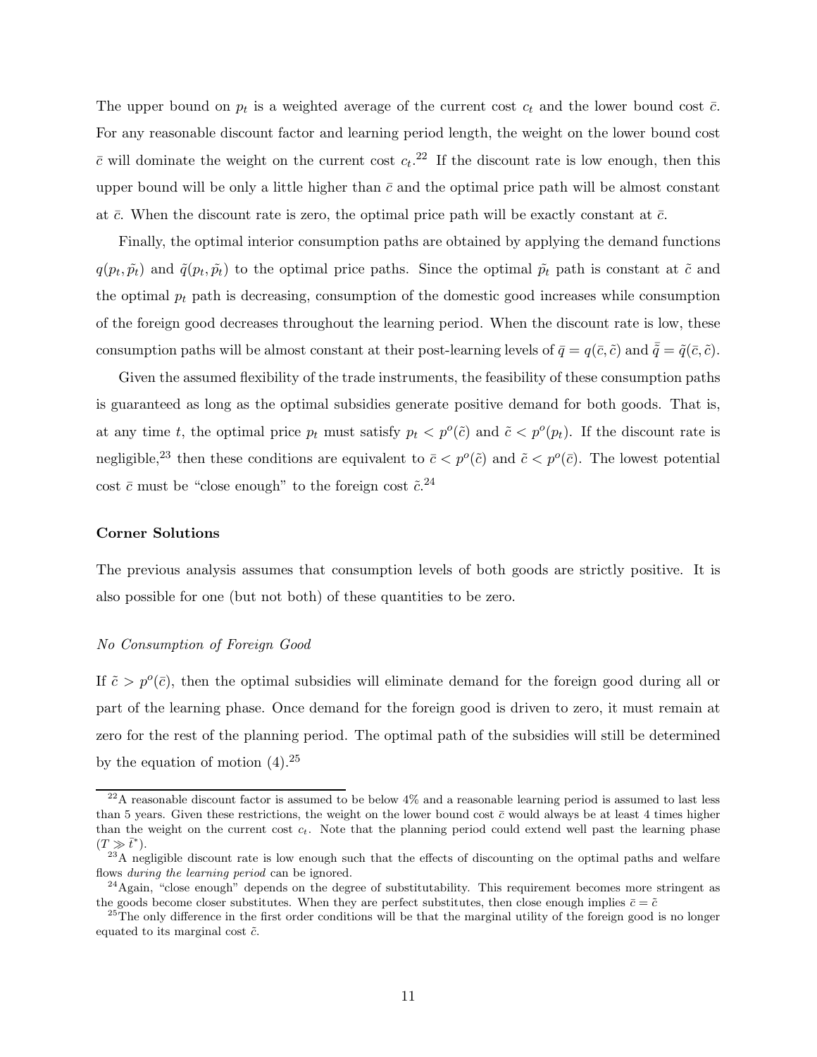The upper bound on $p_t$ is a weighted average of the current cost $c_t$ and the lower bound cost $\bar{c}$. For any reasonable discount factor and learning period length, the weight on the lower bound cost $\bar{c}$ will dominate the weight on the current cost $c_t$.[22] If the discount rate is low enough, then this upper bound will be only a little higher than $\bar{c}$ and the optimal price path will be almost constant at $\bar{c}$. When the discount rate is zero, the optimal price path will be exactly constant at $\bar{c}$.

Finally, the optimal interior consumption paths are obtained by applying the demand functions $q(p_t, \tilde{p_t})$ and $\tilde{q}(p_t, \tilde{p_t})$ to the optimal price paths. Since the optimal $\tilde{p_t}$ path is constant at $\tilde{c}$ and the optimal $p_t$ path is decreasing, consumption of the domestic good increases while consumption of the foreign good decreases throughout the learning period. When the discount rate is low, these consumption paths will be almost constant at their post-learning levels of $\bar{q} = q(\bar{c}, \tilde{c})$ and $\bar{\tilde{q}} = \tilde{q}(\bar{c}, \tilde{c})$.

Given the assumed flexibility of the trade instruments, the feasibility of these consumption paths is guaranteed as long as the optimal subsidies generate positive demand for both goods. That is, at any time $t$, the optimal price $p_t$ must satisfy $p_t < p^o(\tilde{c})$ and $\tilde{c} < p^o(p_t)$. If the discount rate is negligible,[23] then these conditions are equivalent to $\bar{c} < p^o(\tilde{c})$ and $\tilde{c} < p^o(\bar{c})$. The lowest potential cost $\bar{c}$ must be "close enough" to the foreign cost $\tilde{c}$.[24]

### Corner Solutions

The previous analysis assumes that consumption levels of both goods are strictly positive. It is also possible for one (but not both) of these quantities to be zero.

#### *No Consumption of Foreign Good*

If $\tilde{c} > p^o(\bar{c})$, then the optimal subsidies will eliminate demand for the foreign good during all or part of the learning phase. Once demand for the foreign good is driven to zero, it must remain at zero for the rest of the planning period. The optimal path of the subsidies will still be determined by the equation of motion (4).[25]

[22] A reasonable discount factor is assumed to be below 4% and a reasonable learning period is assumed to last less than 5 years. Given these restrictions, the weight on the lower bound cost $\bar{c}$ would always be at least 4 times higher than the weight on the current cost $c_t$. Note that the planning period could extend well past the learning phase ($T \gg \bar{t}^*$).

[23] A negligible discount rate is low enough such that the effects of discounting on the optimal paths and welfare flows *during the learning period* can be ignored.

[24] Again, "close enough" depends on the degree of substitutability. This requirement becomes more stringent as the goods become closer substitutes. When they are perfect substitutes, then close enough implies $\bar{c} = \tilde{c}$

[25] The only difference in the first order conditions will be that the marginal utility of the foreign good is no longer equated to its marginal cost $\tilde{c}$.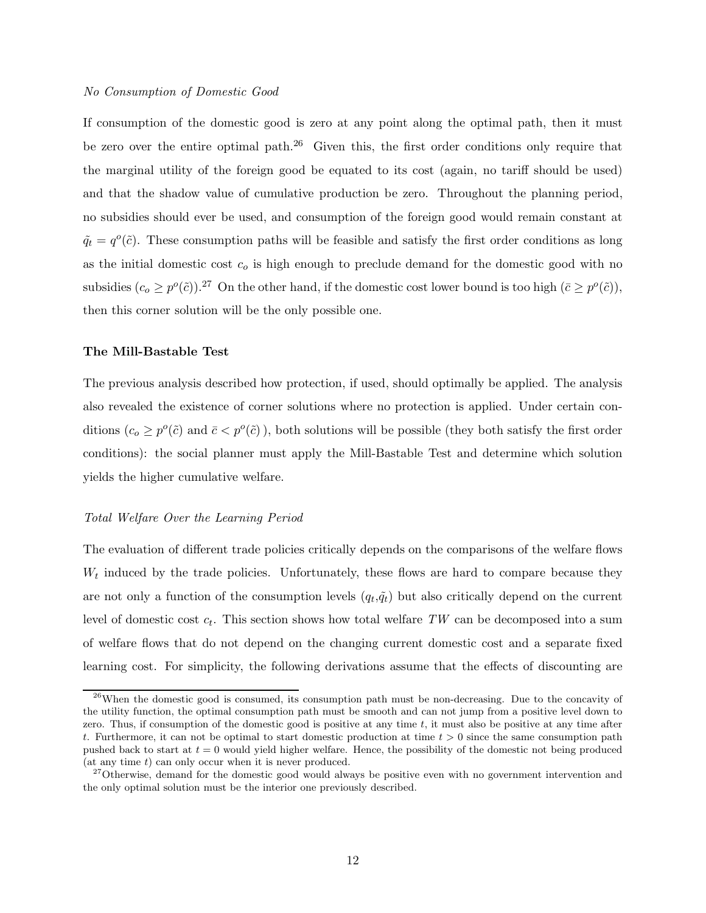*No Consumption of Domestic Good*

If consumption of the domestic good is zero at any point along the optimal path, then it must be zero over the entire optimal path.[26] Given this, the first order conditions only require that the marginal utility of the foreign good be equated to its cost (again, no tariff should be used) and that the shadow value of cumulative production be zero. Throughout the planning period, no subsidies should ever be used, and consumption of the foreign good would remain constant at $\tilde{q}_t = q^o(\tilde{c})$. These consumption paths will be feasible and satisfy the first order conditions as long as the initial domestic cost $c_o$ is high enough to preclude demand for the domestic good with no subsidies ($c_o \geq p^o(\tilde{c})$).[27] On the other hand, if the domestic cost lower bound is too high ($\bar{c} \geq p^o(\tilde{c})$), then this corner solution will be the only possible one.

**The Mill-Bastable Test**

The previous analysis described how protection, if used, should optimally be applied. The analysis also revealed the existence of corner solutions where no protection is applied. Under certain conditions ($c_o \geq p^o(\tilde{c})$ and $\bar{c} < p^o(\tilde{c})$ ), both solutions will be possible (they both satisfy the first order conditions): the social planner must apply the Mill-Bastable Test and determine which solution yields the higher cumulative welfare.

*Total Welfare Over the Learning Period*

The evaluation of different trade policies critically depends on the comparisons of the welfare flows $W_t$ induced by the trade policies. Unfortunately, these flows are hard to compare because they are not only a function of the consumption levels ($q_t$,$\tilde{q}_t$) but also critically depend on the current level of domestic cost $c_t$. This section shows how total welfare $TW$ can be decomposed into a sum of welfare flows that do not depend on the changing current domestic cost and a separate fixed learning cost. For simplicity, the following derivations assume that the effects of discounting are

[26] When the domestic good is consumed, its consumption path must be non-decreasing. Due to the concavity of the utility function, the optimal consumption path must be smooth and can not jump from a positive level down to zero. Thus, if consumption of the domestic good is positive at any time $t$, it must also be positive at any time after $t$. Furthermore, it can not be optimal to start domestic production at time $t > 0$ since the same consumption path pushed back to start at $t = 0$ would yield higher welfare. Hence, the possibility of the domestic not being produced (at any time $t$) can only occur when it is never produced.

[27] Otherwise, demand for the domestic good would always be positive even with no government intervention and the only optimal solution must be the interior one previously described.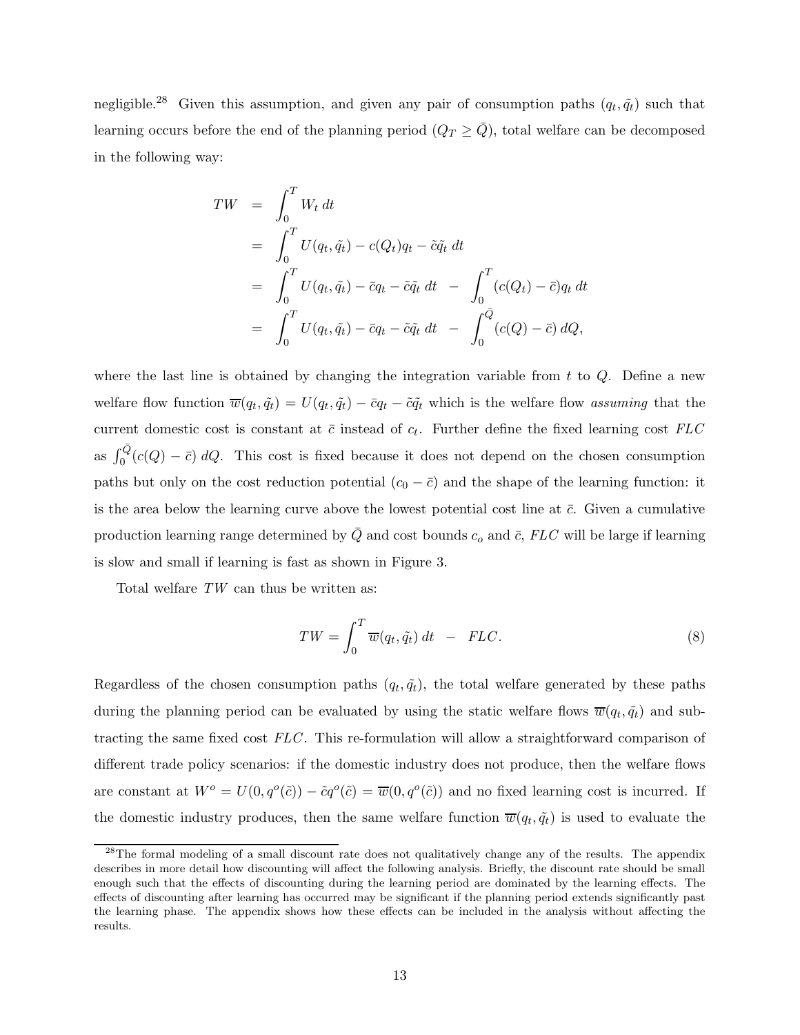negligible.[28] Given this assumption, and given any pair of consumption paths $(q_t, \tilde{q}_t)$ such that learning occurs before the end of the planning period ($Q_T \geq \bar{Q}$), total welfare can be decomposed in the following way:

$$
\begin{aligned}
TW &= \int_0^T W_t \, dt \\
&= \int_0^T U(q_t, \tilde{q}_t) - c(Q_t)q_t - \tilde{c}\tilde{q}_t \, dt \\
&= \int_0^T U(q_t, \tilde{q}_t) - \bar{c}q_t - \tilde{c}\tilde{q}_t \, dt \quad - \quad \int_0^T (c(Q_t) - \bar{c})q_t \, dt \\
&= \int_0^T U(q_t, \tilde{q}_t) - \bar{c}q_t - \tilde{c}\tilde{q}_t \, dt \quad - \quad \int_0^{\bar{Q}} (c(Q) - \bar{c}) \, dQ,
\end{aligned}
$$

where the last line is obtained by changing the integration variable from $t$ to $Q$. Define a new welfare flow function $\overline{w}(q_t, \tilde{q}_t) = U(q_t, \tilde{q}_t) - \bar{c}q_t - \tilde{c}\tilde{q}_t$ which is the welfare flow *assuming* that the current domestic cost is constant at $\bar{c}$ instead of $c_t$. Further define the fixed learning cost $FLC$ as $\int_0^{\bar{Q}}(c(Q) - \bar{c}) \, dQ$. This cost is fixed because it does not depend on the chosen consumption paths but only on the cost reduction potential $(c_0 - \bar{c})$ and the shape of the learning function: it is the area below the learning curve above the lowest potential cost line at $\bar{c}$. Given a cumulative production learning range determined by $\bar{Q}$ and cost bounds $c_o$ and $\bar{c}$, $FLC$ will be large if learning is slow and small if learning is fast as shown in Figure 3.

Total welfare $TW$ can thus be written as:

$$
TW = \int_0^T \overline{w}(q_t, \tilde{q}_t) \, dt \quad - \quad FLC. \tag{8}
$$

Regardless of the chosen consumption paths $(q_t, \tilde{q}_t)$, the total welfare generated by these paths during the planning period can be evaluated by using the static welfare flows $\overline{w}(q_t, \tilde{q}_t)$ and subtracting the same fixed cost $FLC$. This re-formulation will allow a straightforward comparison of different trade policy scenarios: if the domestic industry does not produce, then the welfare flows are constant at $W^o = U(0, q^o(\tilde{c})) - \tilde{c}q^o(\tilde{c}) = \overline{w}(0, q^o(\tilde{c}))$ and no fixed learning cost is incurred. If the domestic industry produces, then the same welfare function $\overline{w}(q_t, \tilde{q}_t)$ is used to evaluate the

[28] The formal modeling of a small discount rate does not qualitatively change any of the results. The appendix describes in more detail how discounting will affect the following analysis. Briefly, the discount rate should be small enough such that the effects of discounting during the learning period are dominated by the learning effects. The effects of discounting after learning has occurred may be significant if the planning period extends significantly past the learning phase. The appendix shows how these effects can be included in the analysis without affecting the results.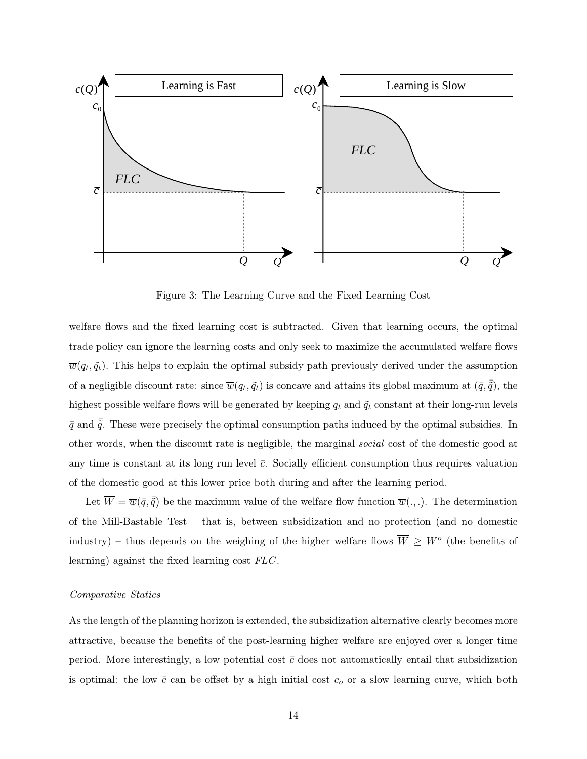Learning is Fast

$c(Q)$

$c_0$

$FLC$

$\bar{c}$

$\bar{Q}$

$Q$

Learning is Slow

$c(Q)$

$c_0$

$FLC$

$\bar{c}$

$\bar{Q}$

$Q$

Figure 3: The Learning Curve and the Fixed Learning Cost

welfare flows and the fixed learning cost is subtracted. Given that learning occurs, the optimal trade policy can ignore the learning costs and only seek to maximize the accumulated welfare flows $\overline{w}(q_t, \tilde{q}_t)$. This helps to explain the optimal subsidy path previously derived under the assumption of a negligible discount rate: since $\overline{w}(q_t, \tilde{q}_t)$ is concave and attains its global maximum at $(\bar{q}, \bar{\tilde{q}})$, the highest possible welfare flows will be generated by keeping $q_t$ and $\tilde{q}_t$ constant at their long-run levels $\bar{q}$ and $\bar{\tilde{q}}$. These were precisely the optimal consumption paths induced by the optimal subsidies. In other words, when the discount rate is negligible, the marginal *social* cost of the domestic good at any time is constant at its long run level $\bar{c}$. Socially efficient consumption thus requires valuation of the domestic good at this lower price both during and after the learning period.

Let $\overline{W} = \overline{w}(\bar{q}, \bar{\tilde{q}})$ be the maximum value of the welfare flow function $\overline{w}(.,.)$. The determination of the Mill-Bastable Test – that is, between subsidization and no protection (and no domestic industry) – thus depends on the weighing of the higher welfare flows $\overline{W} \geq W^o$ (the benefits of learning) against the fixed learning cost $FLC$.

*Comparative Statics*

As the length of the planning horizon is extended, the subsidization alternative clearly becomes more attractive, because the benefits of the post-learning higher welfare are enjoyed over a longer time period. More interestingly, a low potential cost $\bar{c}$ does not automatically entail that subsidization is optimal: the low $\bar{c}$ can be offset by a high initial cost $c_o$ or a slow learning curve, which both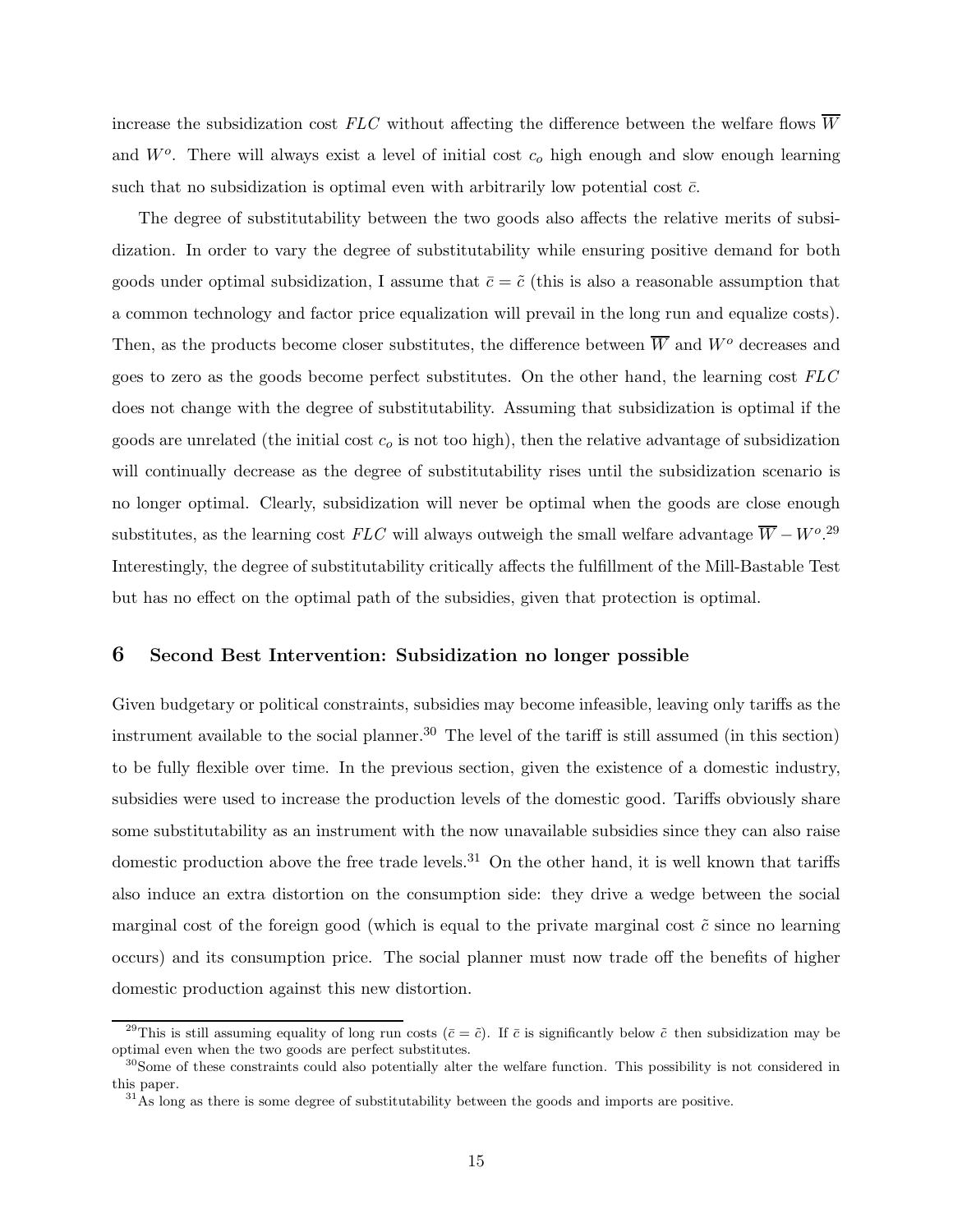increase the subsidization cost $FLC$ without affecting the difference between the welfare flows $\overline{W}$ and $W^o$. There will always exist a level of initial cost $c_o$ high enough and slow enough learning such that no subsidization is optimal even with arbitrarily low potential cost $\bar{c}$.

The degree of substitutability between the two goods also affects the relative merits of subsidization. In order to vary the degree of substitutability while ensuring positive demand for both goods under optimal subsidization, I assume that $\bar{c} = \tilde{c}$ (this is also a reasonable assumption that a common technology and factor price equalization will prevail in the long run and equalize costs). Then, as the products become closer substitutes, the difference between $\overline{W}$ and $W^o$ decreases and goes to zero as the goods become perfect substitutes. On the other hand, the learning cost $FLC$ does not change with the degree of substitutability. Assuming that subsidization is optimal if the goods are unrelated (the initial cost $c_o$ is not too high), then the relative advantage of subsidization will continually decrease as the degree of substitutability rises until the subsidization scenario is no longer optimal. Clearly, subsidization will never be optimal when the goods are close enough substitutes, as the learning cost $FLC$ will always outweigh the small welfare advantage $\overline{W} - W^o$.[29] Interestingly, the degree of substitutability critically affects the fulfillment of the Mill-Bastable Test but has no effect on the optimal path of the subsidies, given that protection is optimal.

## 6 Second Best Intervention: Subsidization no longer possible

Given budgetary or political constraints, subsidies may become infeasible, leaving only tariffs as the instrument available to the social planner.[30] The level of the tariff is still assumed (in this section) to be fully flexible over time. In the previous section, given the existence of a domestic industry, subsidies were used to increase the production levels of the domestic good. Tariffs obviously share some substitutability as an instrument with the now unavailable subsidies since they can also raise domestic production above the free trade levels.[31] On the other hand, it is well known that tariffs also induce an extra distortion on the consumption side: they drive a wedge between the social marginal cost of the foreign good (which is equal to the private marginal cost $\tilde{c}$ since no learning occurs) and its consumption price. The social planner must now trade off the benefits of higher domestic production against this new distortion.

[29] This is still assuming equality of long run costs ($\bar{c} = \tilde{c}$). If $\bar{c}$ is significantly below $\tilde{c}$ then subsidization may be optimal even when the two goods are perfect substitutes.

[30] Some of these constraints could also potentially alter the welfare function. This possibility is not considered in this paper.

[31] As long as there is some degree of substitutability between the goods and imports are positive.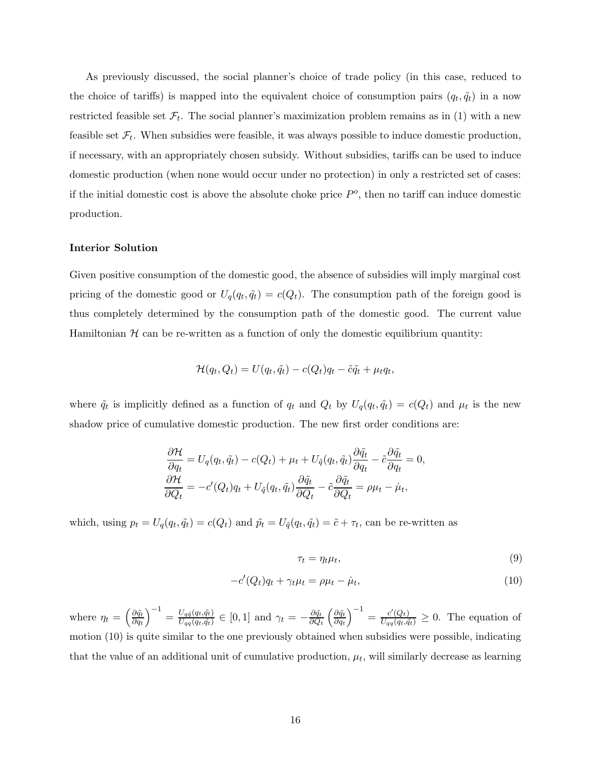As previously discussed, the social planner's choice of trade policy (in this case, reduced to the choice of tariffs) is mapped into the equivalent choice of consumption pairs $(q_t, \tilde{q}_t)$ in a now restricted feasible set $\mathcal{F}_t$. The social planner's maximization problem remains as in (1) with a new feasible set $\mathcal{F}_t$. When subsidies were feasible, it was always possible to induce domestic production, if necessary, with an appropriately chosen subsidy. Without subsidies, tariffs can be used to induce domestic production (when none would occur under no protection) in only a restricted set of cases: if the initial domestic cost is above the absolute choke price $P^o$, then no tariff can induce domestic production.

**Interior Solution**

Given positive consumption of the domestic good, the absence of subsidies will imply marginal cost pricing of the domestic good or $U_q(q_t, \tilde{q}_t) = c(Q_t)$. The consumption path of the foreign good is thus completely determined by the consumption path of the domestic good. The current value Hamiltonian $\mathcal{H}$ can be re-written as a function of only the domestic equilibrium quantity:

$$\mathcal{H}(q_t, Q_t) = U(q_t, \tilde{q}_t) - c(Q_t)q_t - \tilde{c}\tilde{q}_t + \mu_t q_t,$$

where $\tilde{q}_t$ is implicitly defined as a function of $q_t$ and $Q_t$ by $U_q(q_t, \tilde{q}_t) = c(Q_t)$ and $\mu_t$ is the new shadow price of cumulative domestic production. The new first order conditions are:

$$\begin{aligned}
\frac{\partial \mathcal{H}}{\partial q_t} &= U_q(q_t, \tilde{q}_t) - c(Q_t) + \mu_t + U_{\tilde{q}}(q_t, \tilde{q}_t)\frac{\partial \tilde{q}_t}{\partial q_t} - \tilde{c}\frac{\partial \tilde{q}_t}{\partial q_t} = 0, \\
\frac{\partial \mathcal{H}}{\partial Q_t} &= -c'(Q_t)q_t + U_{\tilde{q}}(q_t, \tilde{q}_t)\frac{\partial \tilde{q}_t}{\partial Q_t} - \tilde{c}\frac{\partial \tilde{q}_t}{\partial Q_t} = \rho\mu_t - \dot{\mu}_t,
\end{aligned}$$

which, using $p_t = U_q(q_t, \tilde{q}_t) = c(Q_t)$ and $\tilde{p_t} = U_{\tilde{q}}(q_t, \tilde{q}_t) = \tilde{c} + \tau_t$, can be re-written as

$$\tau_t = \eta_t \mu_t, \tag{9}$$

$$-c'(Q_t)q_t + \gamma_t \mu_t = \rho\mu_t - \dot{\mu}_t, \tag{10}$$

where $\eta_t = \left(\frac{\partial \tilde{q}_t}{\partial q_t}\right)^{-1} = \frac{U_{q\tilde{q}}(q_t,\tilde{q}_t)}{U_{qq}(q_t,\tilde{q}_t)} \in [0, 1]$ and $\gamma_t = -\frac{\partial \tilde{q}_t}{\partial Q_t}\left(\frac{\partial \tilde{q}_t}{\partial q_t}\right)^{-1} = \frac{c'(Q_t)}{U_{qq}(q_t,\tilde{q}_t)} \geq 0$. The equation of motion (10) is quite similar to the one previously obtained when subsidies were possible, indicating that the value of an additional unit of cumulative production, $\mu_t$, will similarly decrease as learning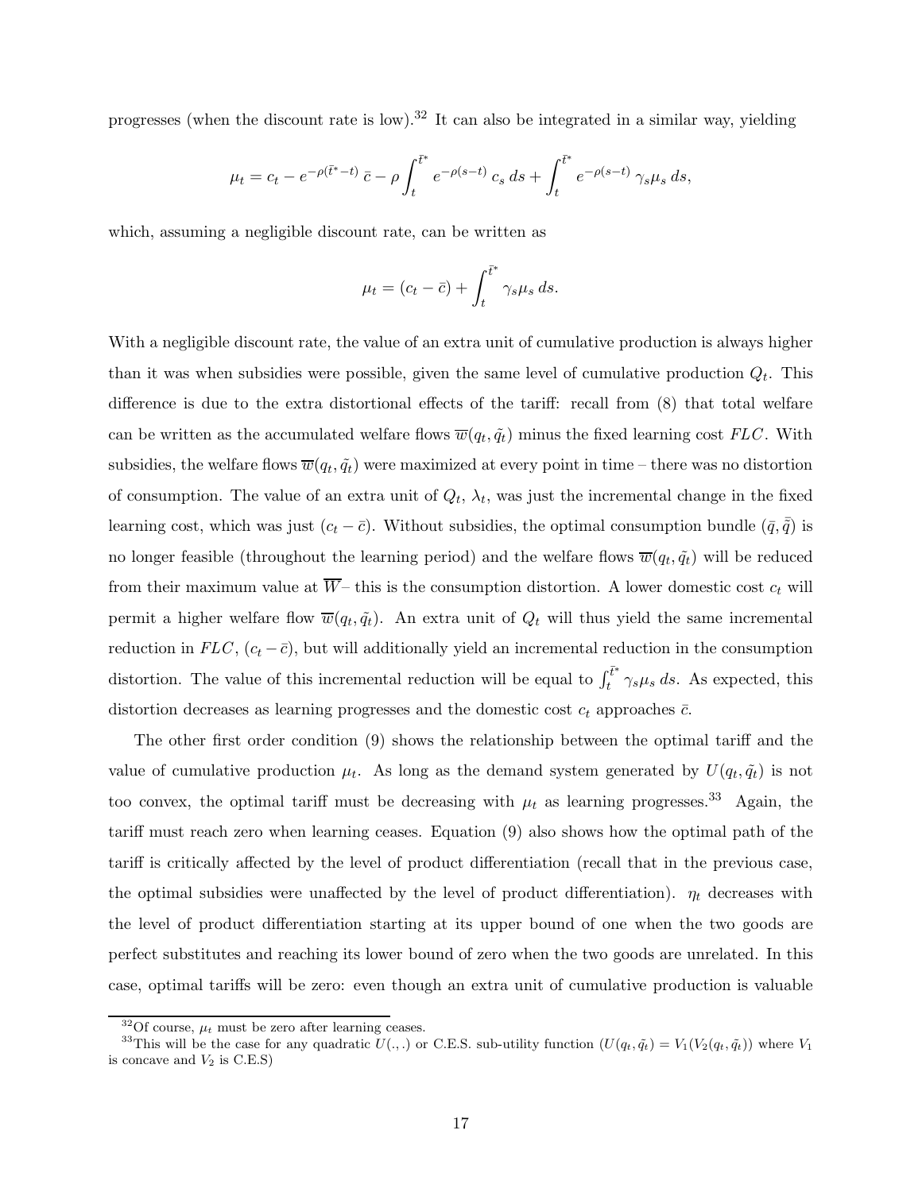progresses (when the discount rate is low).[32] It can also be integrated in a similar way, yielding

$$\mu_t = c_t - e^{-\rho(\bar{t}^* - t)}\,\bar{c} - \rho\int_t^{\bar{t}^*} e^{-\rho(s-t)}\,c_s\,ds + \int_t^{\bar{t}^*} e^{-\rho(s-t)}\,\gamma_s\mu_s\,ds,$$

which, assuming a negligible discount rate, can be written as

$$\mu_t = (c_t - \bar{c}) + \int_t^{\bar{t}^*} \gamma_s\mu_s\,ds.$$

With a negligible discount rate, the value of an extra unit of cumulative production is always higher than it was when subsidies were possible, given the same level of cumulative production $Q_t$. This difference is due to the extra distortional effects of the tariff: recall from (8) that total welfare can be written as the accumulated welfare flows $\overline{w}(q_t, \tilde{q}_t)$ minus the fixed learning cost $FLC$. With subsidies, the welfare flows $\overline{w}(q_t, \tilde{q}_t)$ were maximized at every point in time – there was no distortion of consumption. The value of an extra unit of $Q_t$, $\lambda_t$, was just the incremental change in the fixed learning cost, which was just $(c_t - \bar{c})$. Without subsidies, the optimal consumption bundle $(\bar{q}, \bar{\tilde{q}})$ is no longer feasible (throughout the learning period) and the welfare flows $\overline{w}(q_t, \tilde{q}_t)$ will be reduced from their maximum value at $\overline{W}$– this is the consumption distortion. A lower domestic cost $c_t$ will permit a higher welfare flow $\overline{w}(q_t, \tilde{q}_t)$. An extra unit of $Q_t$ will thus yield the same incremental reduction in $FLC$, $(c_t - \bar{c})$, but will additionally yield an incremental reduction in the consumption distortion. The value of this incremental reduction will be equal to $\int_t^{\bar{t}^*} \gamma_s\mu_s\,ds$. As expected, this distortion decreases as learning progresses and the domestic cost $c_t$ approaches $\bar{c}$.

The other first order condition (9) shows the relationship between the optimal tariff and the value of cumulative production $\mu_t$. As long as the demand system generated by $U(q_t, \tilde{q}_t)$ is not too convex, the optimal tariff must be decreasing with $\mu_t$ as learning progresses.[33] Again, the tariff must reach zero when learning ceases. Equation (9) also shows how the optimal path of the tariff is critically affected by the level of product differentiation (recall that in the previous case, the optimal subsidies were unaffected by the level of product differentiation). $\eta_t$ decreases with the level of product differentiation starting at its upper bound of one when the two goods are perfect substitutes and reaching its lower bound of zero when the two goods are unrelated. In this case, optimal tariffs will be zero: even though an extra unit of cumulative production is valuable

[32] Of course, $\mu_t$ must be zero after learning ceases.

[33] This will be the case for any quadratic $U(.,.)$ or C.E.S. sub-utility function ($U(q_t, \tilde{q}_t) = V_1(V_2(q_t, \tilde{q}_t))$ where $V_1$ is concave and $V_2$ is C.E.S)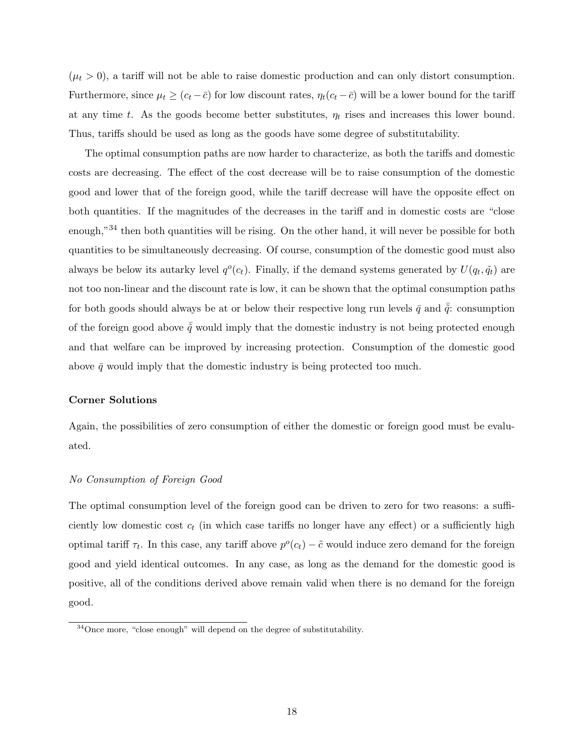($\mu_t > 0$), a tariff will not be able to raise domestic production and can only distort consumption. Furthermore, since $\mu_t \geq (c_t - \bar{c})$ for low discount rates, $\eta_t(c_t - \bar{c})$ will be a lower bound for the tariff at any time $t$. As the goods become better substitutes, $\eta_t$ rises and increases this lower bound. Thus, tariffs should be used as long as the goods have some degree of substitutability.

The optimal consumption paths are now harder to characterize, as both the tariffs and domestic costs are decreasing. The effect of the cost decrease will be to raise consumption of the domestic good and lower that of the foreign good, while the tariff decrease will have the opposite effect on both quantities. If the magnitudes of the decreases in the tariff and in domestic costs are "close enough,"[34] then both quantities will be rising. On the other hand, it will never be possible for both quantities to be simultaneously decreasing. Of course, consumption of the domestic good must also always be below its autarky level $q^o(c_t)$. Finally, if the demand systems generated by $U(q_t, \tilde{q}_t)$ are not too non-linear and the discount rate is low, it can be shown that the optimal consumption paths for both goods should always be at or below their respective long run levels $\bar{q}$ and $\bar{\tilde{q}}$: consumption of the foreign good above $\bar{\tilde{q}}$ would imply that the domestic industry is not being protected enough and that welfare can be improved by increasing protection. Consumption of the domestic good above $\bar{q}$ would imply that the domestic industry is being protected too much.

**Corner Solutions**

Again, the possibilities of zero consumption of either the domestic or foreign good must be evaluated.

*No Consumption of Foreign Good*

The optimal consumption level of the foreign good can be driven to zero for two reasons: a sufficiently low domestic cost $c_t$ (in which case tariffs no longer have any effect) or a sufficiently high optimal tariff $\tau_t$. In this case, any tariff above $p^o(c_t) - \tilde{c}$ would induce zero demand for the foreign good and yield identical outcomes. In any case, as long as the demand for the domestic good is positive, all of the conditions derived above remain valid when there is no demand for the foreign good.

[34] Once more, "close enough" will depend on the degree of substitutability.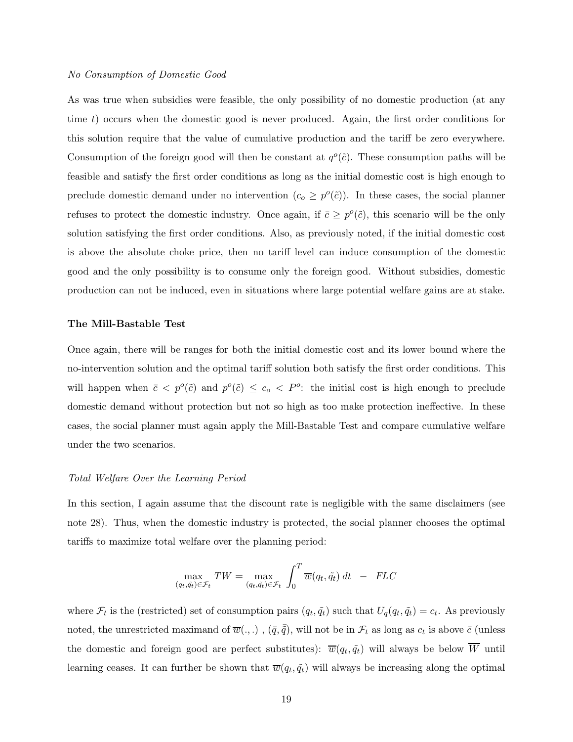*No Consumption of Domestic Good*

As was true when subsidies were feasible, the only possibility of no domestic production (at any time $t$) occurs when the domestic good is never produced. Again, the first order conditions for this solution require that the value of cumulative production and the tariff be zero everywhere. Consumption of the foreign good will then be constant at $q^o(\tilde{c})$. These consumption paths will be feasible and satisfy the first order conditions as long as the initial domestic cost is high enough to preclude domestic demand under no intervention ($c_o \geq p^o(\tilde{c})$). In these cases, the social planner refuses to protect the domestic industry. Once again, if $\bar{c} \geq p^o(\tilde{c})$, this scenario will be the only solution satisfying the first order conditions. Also, as previously noted, if the initial domestic cost is above the absolute choke price, then no tariff level can induce consumption of the domestic good and the only possibility is to consume only the foreign good. Without subsidies, domestic production can not be induced, even in situations where large potential welfare gains are at stake.

**The Mill-Bastable Test**

Once again, there will be ranges for both the initial domestic cost and its lower bound where the no-intervention solution and the optimal tariff solution both satisfy the first order conditions. This will happen when $\bar{c} < p^o(\tilde{c})$ and $p^o(\tilde{c}) \leq c_o < P^o$: the initial cost is high enough to preclude domestic demand without protection but not so high as too make protection ineffective. In these cases, the social planner must again apply the Mill-Bastable Test and compare cumulative welfare under the two scenarios.

*Total Welfare Over the Learning Period*

In this section, I again assume that the discount rate is negligible with the same disclaimers (see note 28). Thus, when the domestic industry is protected, the social planner chooses the optimal tariffs to maximize total welfare over the planning period:

$$\max_{(q_t,\tilde{q}_t)\in\mathcal{F}_t} TW = \max_{(q_t,\tilde{q}_t)\in\mathcal{F}_t} \int_0^T \overline{w}(q_t,\tilde{q}_t)\,dt \quad - \quad FLC$$

where $\mathcal{F}_t$ is the (restricted) set of consumption pairs $(q_t, \tilde{q}_t)$ such that $U_q(q_t, \tilde{q}_t) = c_t$. As previously noted, the unrestricted maximand of $\overline{w}(.,.)$ , $(\bar{q}, \bar{\tilde{q}})$, will not be in $\mathcal{F}_t$ as long as $c_t$ is above $\bar{c}$ (unless the domestic and foreign good are perfect substitutes): $\overline{w}(q_t, \tilde{q}_t)$ will always be below $\overline{W}$ until learning ceases. It can further be shown that $\overline{w}(q_t, \tilde{q}_t)$ will always be increasing along the optimal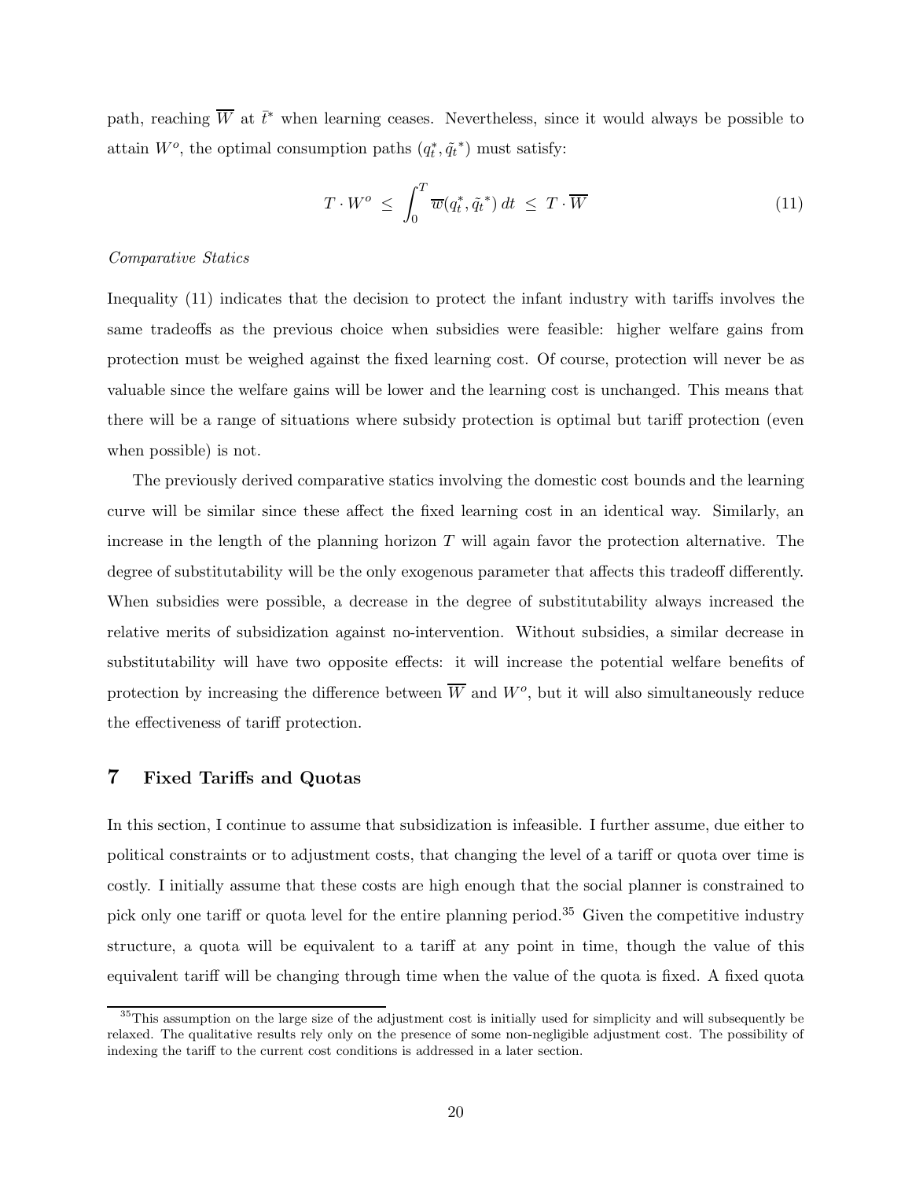path, reaching $\overline{W}$ at $\bar{t}^*$ when learning ceases. Nevertheless, since it would always be possible to attain $W^o$, the optimal consumption paths $(q_t^*, \tilde{q}_t^*)$ must satisfy:

$$
T \cdot W^o \;\leq\; \int_0^T \overline{w}(q_t^*, \tilde{q}_t^*)\, dt \;\leq\; T \cdot \overline{W} \tag{11}
$$

*Comparative Statics*

Inequality (11) indicates that the decision to protect the infant industry with tariffs involves the same tradeoffs as the previous choice when subsidies were feasible: higher welfare gains from protection must be weighed against the fixed learning cost. Of course, protection will never be as valuable since the welfare gains will be lower and the learning cost is unchanged. This means that there will be a range of situations where subsidy protection is optimal but tariff protection (even when possible) is not.

The previously derived comparative statics involving the domestic cost bounds and the learning curve will be similar since these affect the fixed learning cost in an identical way. Similarly, an increase in the length of the planning horizon $T$ will again favor the protection alternative. The degree of substitutability will be the only exogenous parameter that affects this tradeoff differently. When subsidies were possible, a decrease in the degree of substitutability always increased the relative merits of subsidization against no-intervention. Without subsidies, a similar decrease in substitutability will have two opposite effects: it will increase the potential welfare benefits of protection by increasing the difference between $\overline{W}$ and $W^o$, but it will also simultaneously reduce the effectiveness of tariff protection.

## 7 Fixed Tariffs and Quotas

In this section, I continue to assume that subsidization is infeasible. I further assume, due either to political constraints or to adjustment costs, that changing the level of a tariff or quota over time is costly. I initially assume that these costs are high enough that the social planner is constrained to pick only one tariff or quota level for the entire planning period.[35] Given the competitive industry structure, a quota will be equivalent to a tariff at any point in time, though the value of this equivalent tariff will be changing through time when the value of the quota is fixed. A fixed quota

[35] This assumption on the large size of the adjustment cost is initially used for simplicity and will subsequently be relaxed. The qualitative results rely only on the presence of some non-negligible adjustment cost. The possibility of indexing the tariff to the current cost conditions is addressed in a later section.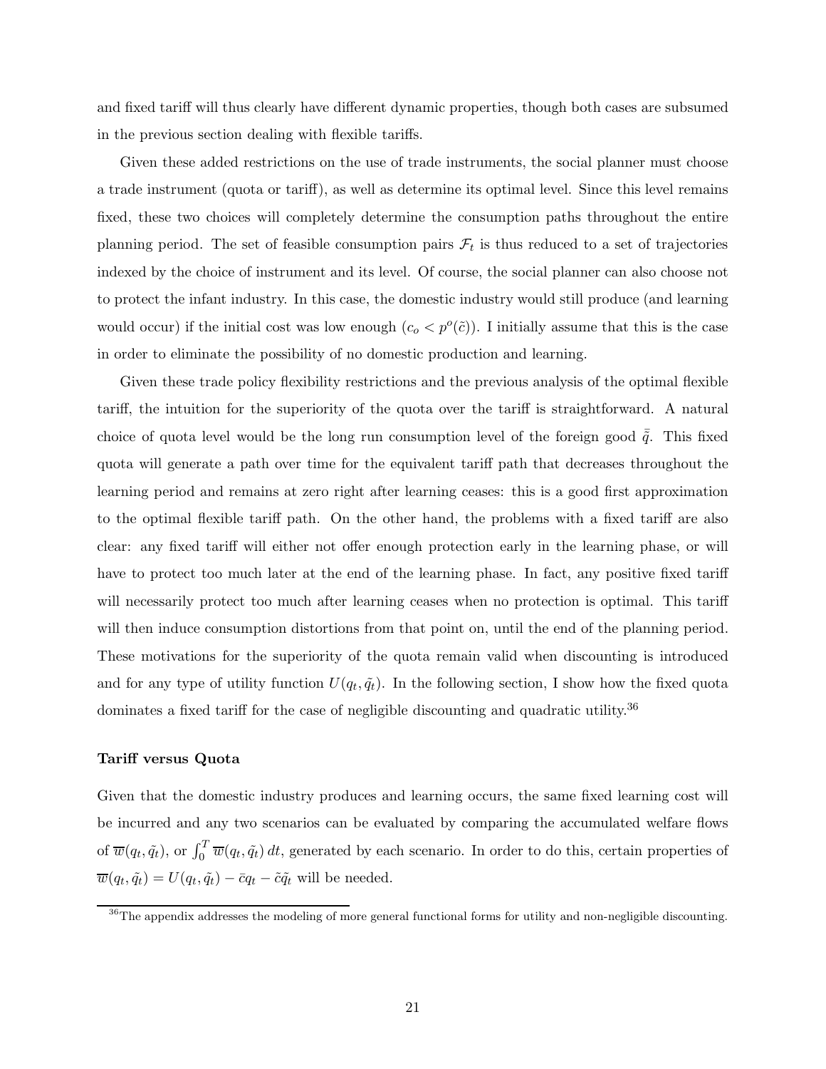and fixed tariff will thus clearly have different dynamic properties, though both cases are subsumed in the previous section dealing with flexible tariffs.

Given these added restrictions on the use of trade instruments, the social planner must choose a trade instrument (quota or tariff), as well as determine its optimal level. Since this level remains fixed, these two choices will completely determine the consumption paths throughout the entire planning period. The set of feasible consumption pairs $\mathcal{F}_t$ is thus reduced to a set of trajectories indexed by the choice of instrument and its level. Of course, the social planner can also choose not to protect the infant industry. In this case, the domestic industry would still produce (and learning would occur) if the initial cost was low enough ($c_o < p^o(\tilde{c})$). I initially assume that this is the case in order to eliminate the possibility of no domestic production and learning.

Given these trade policy flexibility restrictions and the previous analysis of the optimal flexible tariff, the intuition for the superiority of the quota over the tariff is straightforward. A natural choice of quota level would be the long run consumption level of the foreign good $\bar{\tilde{q}}$. This fixed quota will generate a path over time for the equivalent tariff path that decreases throughout the learning period and remains at zero right after learning ceases: this is a good first approximation to the optimal flexible tariff path. On the other hand, the problems with a fixed tariff are also clear: any fixed tariff will either not offer enough protection early in the learning phase, or will have to protect too much later at the end of the learning phase. In fact, any positive fixed tariff will necessarily protect too much after learning ceases when no protection is optimal. This tariff will then induce consumption distortions from that point on, until the end of the planning period. These motivations for the superiority of the quota remain valid when discounting is introduced and for any type of utility function $U(q_t, \tilde{q}_t)$. In the following section, I show how the fixed quota dominates a fixed tariff for the case of negligible discounting and quadratic utility.[36]

**Tariff versus Quota**

Given that the domestic industry produces and learning occurs, the same fixed learning cost will be incurred and any two scenarios can be evaluated by comparing the accumulated welfare flows of $\overline{w}(q_t, \tilde{q}_t)$, or $\int_0^T \overline{w}(q_t, \tilde{q}_t)\, dt$, generated by each scenario. In order to do this, certain properties of $\overline{w}(q_t, \tilde{q}_t) = U(q_t, \tilde{q}_t) - \bar{c}q_t - \tilde{c}\tilde{q}_t$ will be needed.

[36]The appendix addresses the modeling of more general functional forms for utility and non-negligible discounting.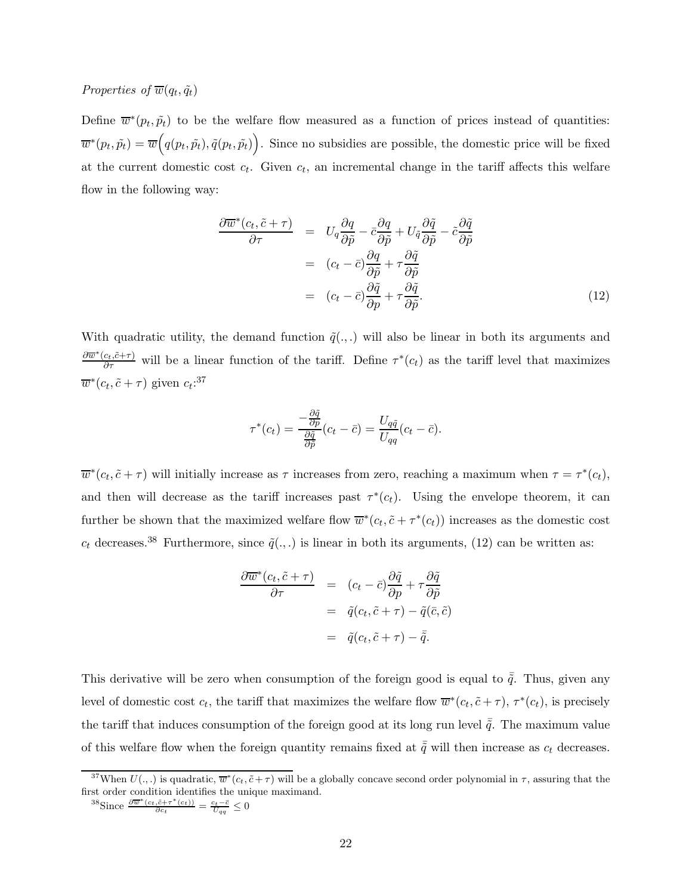*Properties of* $\overline{w}(q_t, \tilde{q}_t)$

Define $\overline{w}^*(p_t, \tilde{p}_t)$ to be the welfare flow measured as a function of prices instead of quantities: $\overline{w}^*(p_t, \tilde{p}_t) = \overline{w}\Big(q(p_t, \tilde{p}_t), \tilde{q}(p_t, \tilde{p}_t)\Big)$. Since no subsidies are possible, the domestic price will be fixed at the current domestic cost $c_t$. Given $c_t$, an incremental change in the tariff affects this welfare flow in the following way:

$$
\begin{aligned}
\frac{\partial \overline{w}^*(c_t, \tilde{c} + \tau)}{\partial \tau} &= U_q \frac{\partial q}{\partial \tilde{p}} - \bar{c}\frac{\partial q}{\partial \tilde{p}} + U_{\tilde{q}}\frac{\partial \tilde{q}}{\partial \tilde{p}} - \tilde{c}\frac{\partial \tilde{q}}{\partial \tilde{p}} \\
&= (c_t - \bar{c})\frac{\partial q}{\partial \tilde{p}} + \tau \frac{\partial \tilde{q}}{\partial \tilde{p}} \\
&= (c_t - \bar{c})\frac{\partial \tilde{q}}{\partial p} + \tau \frac{\partial \tilde{q}}{\partial \tilde{p}}.
\end{aligned}
\tag{12}
$$

With quadratic utility, the demand function $\tilde{q}(.,.)$ will also be linear in both its arguments and $\frac{\partial \overline{w}^*(c_t, \tilde{c}+\tau)}{\partial \tau}$ will be a linear function of the tariff. Define $\tau^*(c_t)$ as the tariff level that maximizes $\overline{w}^*(c_t, \tilde{c} + \tau)$ given $c_t$:[37]

$$
\tau^*(c_t) = \frac{-\frac{\partial \tilde{q}}{\partial p}}{\frac{\partial \tilde{q}}{\partial \tilde{p}}}(c_t - \bar{c}) = \frac{U_{q\tilde{q}}}{U_{qq}}(c_t - \bar{c}).
$$

$\overline{w}^*(c_t, \tilde{c} + \tau)$ will initially increase as $\tau$ increases from zero, reaching a maximum when $\tau = \tau^*(c_t)$, and then will decrease as the tariff increases past $\tau^*(c_t)$. Using the envelope theorem, it can further be shown that the maximized welfare flow $\overline{w}^*(c_t, \tilde{c} + \tau^*(c_t))$ increases as the domestic cost $c_t$ decreases.[38] Furthermore, since $\tilde{q}(.,.)$ is linear in both its arguments, (12) can be written as:

$$
\begin{aligned}
\frac{\partial \overline{w}^*(c_t, \tilde{c} + \tau)}{\partial \tau} &= (c_t - \bar{c})\frac{\partial \tilde{q}}{\partial p} + \tau \frac{\partial \tilde{q}}{\partial \tilde{p}} \\
&= \tilde{q}(c_t, \tilde{c} + \tau) - \tilde{q}(\bar{c}, \tilde{c}) \\
&= \tilde{q}(c_t, \tilde{c} + \tau) - \bar{\tilde{q}}.
\end{aligned}
$$

This derivative will be zero when consumption of the foreign good is equal to $\bar{\tilde{q}}$. Thus, given any level of domestic cost $c_t$, the tariff that maximizes the welfare flow $\overline{w}^*(c_t, \tilde{c} + \tau)$, $\tau^*(c_t)$, is precisely the tariff that induces consumption of the foreign good at its long run level $\bar{\tilde{q}}$. The maximum value of this welfare flow when the foreign quantity remains fixed at $\bar{\tilde{q}}$ will then increase as $c_t$ decreases.

[37] When $U(.,.)$ is quadratic, $\overline{w}^*(c_t, \tilde{c} + \tau)$ will be a globally concave second order polynomial in $\tau$, assuring that the first order condition identifies the unique maximand.

[38] Since $\frac{\partial \overline{w}^*(c_t, \tilde{c} + \tau^*(c_t))}{\partial c_t} = \frac{c_t - \bar{c}}{U_{qq}} \leq 0$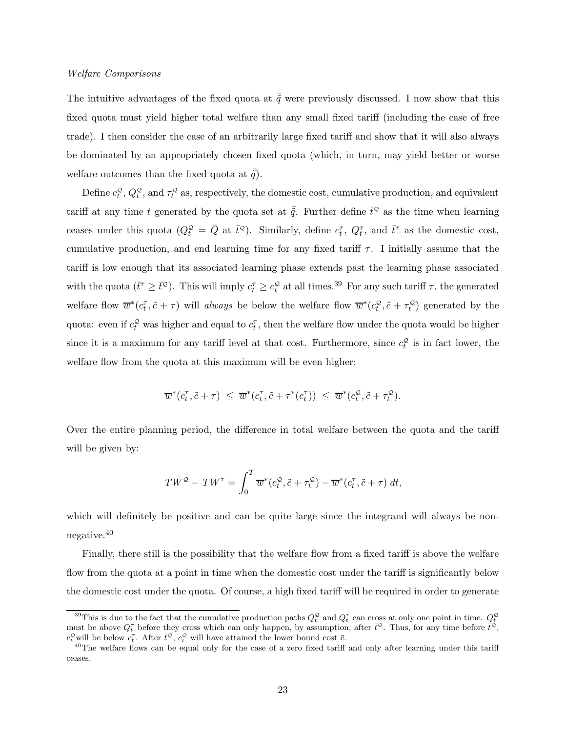*Welfare Comparisons*

The intuitive advantages of the fixed quota at $\bar{\bar{q}}$ were previously discussed. I now show that this fixed quota must yield higher total welfare than any small fixed tariff (including the case of free trade). I then consider the case of an arbitrarily large fixed tariff and show that it will also always be dominated by an appropriately chosen fixed quota (which, in turn, may yield better or worse welfare outcomes than the fixed quota at $\bar{\bar{q}}$).

Define $c_t^{\mathcal{Q}}$, $Q_t^{\mathcal{Q}}$, and $\tau_t^{\mathcal{Q}}$ as, respectively, the domestic cost, cumulative production, and equivalent tariff at any time $t$ generated by the quota set at $\bar{\bar{q}}$. Further define $\bar{t}^{\mathcal{Q}}$ as the time when learning ceases under this quota ($Q_t^{\mathcal{Q}} = \bar{Q}$ at $\bar{t}^{\mathcal{Q}}$). Similarly, define $c_t^{\tau}$, $Q_t^{\tau}$, and $\bar{t}^{\tau}$ as the domestic cost, cumulative production, and end learning time for any fixed tariff $\tau$. I initially assume that the tariff is low enough that its associated learning phase extends past the learning phase associated with the quota ($\bar{t}^{\tau} \geq \bar{t}^{\mathcal{Q}}$). This will imply $c_t^{\tau} \geq c_t^{\mathcal{Q}}$ at all times.[39] For any such tariff $\tau$, the generated welfare flow $\overline{w}^*(c_t^{\tau}, \tilde{c} + \tau)$ will *always* be below the welfare flow $\overline{w}^*(c_t^{\mathcal{Q}}, \tilde{c} + \tau_t^{\mathcal{Q}})$ generated by the quota: even if $c_t^{\mathcal{Q}}$ was higher and equal to $c_t^{\tau}$, then the welfare flow under the quota would be higher since it is a maximum for any tariff level at that cost. Furthermore, since $c_t^{\mathcal{Q}}$ is in fact lower, the welfare flow from the quota at this maximum will be even higher:

$$\overline{w}^*(c_t^{\tau}, \tilde{c} + \tau) \;\leq\; \overline{w}^*(c_t^{\tau}, \tilde{c} + \tau^*(c_t^{\tau})) \;\leq\; \overline{w}^*(c_t^{\mathcal{Q}}, \tilde{c} + \tau_t^{\mathcal{Q}}).$$

Over the entire planning period, the difference in total welfare between the quota and the tariff will be given by:

$$TW^{\mathcal{Q}} - TW^{\tau} = \int_0^T \overline{w}^*(c_t^{\mathcal{Q}}, \tilde{c} + \tau_t^{\mathcal{Q}}) - \overline{w}^*(c_t^{\tau}, \tilde{c} + \tau)\, dt,$$

which will definitely be positive and can be quite large since the integrand will always be non-negative.[40]

Finally, there still is the possibility that the welfare flow from a fixed tariff is above the welfare flow from the quota at a point in time when the domestic cost under the tariff is significantly below the domestic cost under the quota. Of course, a high fixed tariff will be required in order to generate

---

[39] This is due to the fact that the cumulative production paths $Q_t^{\mathcal{Q}}$ and $Q_t^{\tau}$ can cross at only one point in time. $Q_t^{\mathcal{Q}}$ must be above $Q_t^{\tau}$ before they cross which can only happen, by assumption, after $\bar{t}^{\mathcal{Q}}$. Thus, for any time before $\bar{t}^{\mathcal{Q}}$, $c_t^{\mathcal{Q}}$ will be below $c_t^{\tau}$. After $\bar{t}^{\mathcal{Q}}$, $c_t^{\mathcal{Q}}$ will have attained the lower bound cost $\bar{c}$.

[40] The welfare flows can be equal only for the case of a zero fixed tariff and only after learning under this tariff ceases.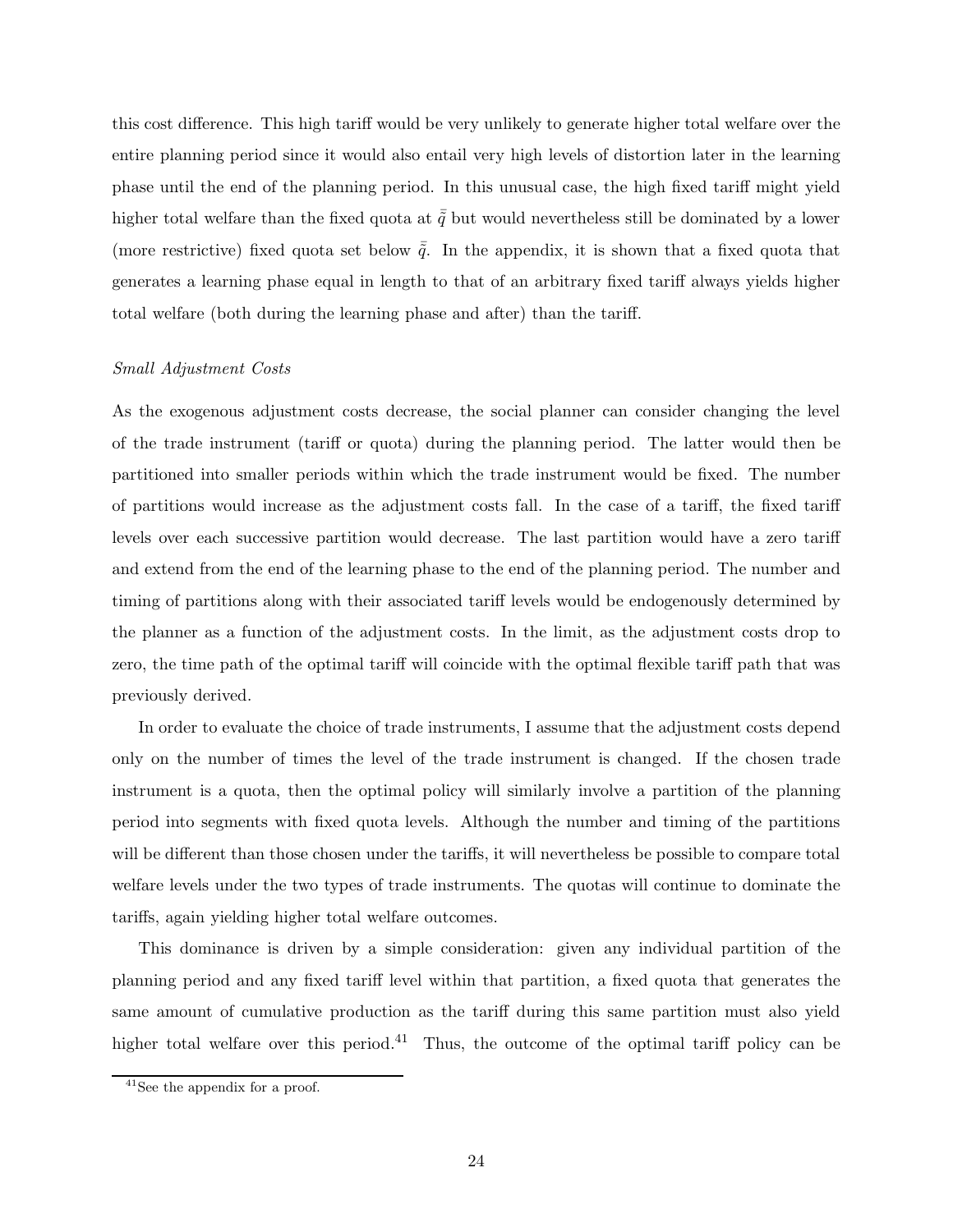this cost difference. This high tariff would be very unlikely to generate higher total welfare over the entire planning period since it would also entail very high levels of distortion later in the learning phase until the end of the planning period. In this unusual case, the high fixed tariff might yield higher total welfare than the fixed quota at $\bar{\bar{q}}$ but would nevertheless still be dominated by a lower (more restrictive) fixed quota set below $\bar{\bar{q}}$. In the appendix, it is shown that a fixed quota that generates a learning phase equal in length to that of an arbitrary fixed tariff always yields higher total welfare (both during the learning phase and after) than the tariff.

*Small Adjustment Costs*

As the exogenous adjustment costs decrease, the social planner can consider changing the level of the trade instrument (tariff or quota) during the planning period. The latter would then be partitioned into smaller periods within which the trade instrument would be fixed. The number of partitions would increase as the adjustment costs fall. In the case of a tariff, the fixed tariff levels over each successive partition would decrease. The last partition would have a zero tariff and extend from the end of the learning phase to the end of the planning period. The number and timing of partitions along with their associated tariff levels would be endogenously determined by the planner as a function of the adjustment costs. In the limit, as the adjustment costs drop to zero, the time path of the optimal tariff will coincide with the optimal flexible tariff path that was previously derived.

In order to evaluate the choice of trade instruments, I assume that the adjustment costs depend only on the number of times the level of the trade instrument is changed. If the chosen trade instrument is a quota, then the optimal policy will similarly involve a partition of the planning period into segments with fixed quota levels. Although the number and timing of the partitions will be different than those chosen under the tariffs, it will nevertheless be possible to compare total welfare levels under the two types of trade instruments. The quotas will continue to dominate the tariffs, again yielding higher total welfare outcomes.

This dominance is driven by a simple consideration: given any individual partition of the planning period and any fixed tariff level within that partition, a fixed quota that generates the same amount of cumulative production as the tariff during this same partition must also yield higher total welfare over this period.[41] Thus, the outcome of the optimal tariff policy can be

[41] See the appendix for a proof.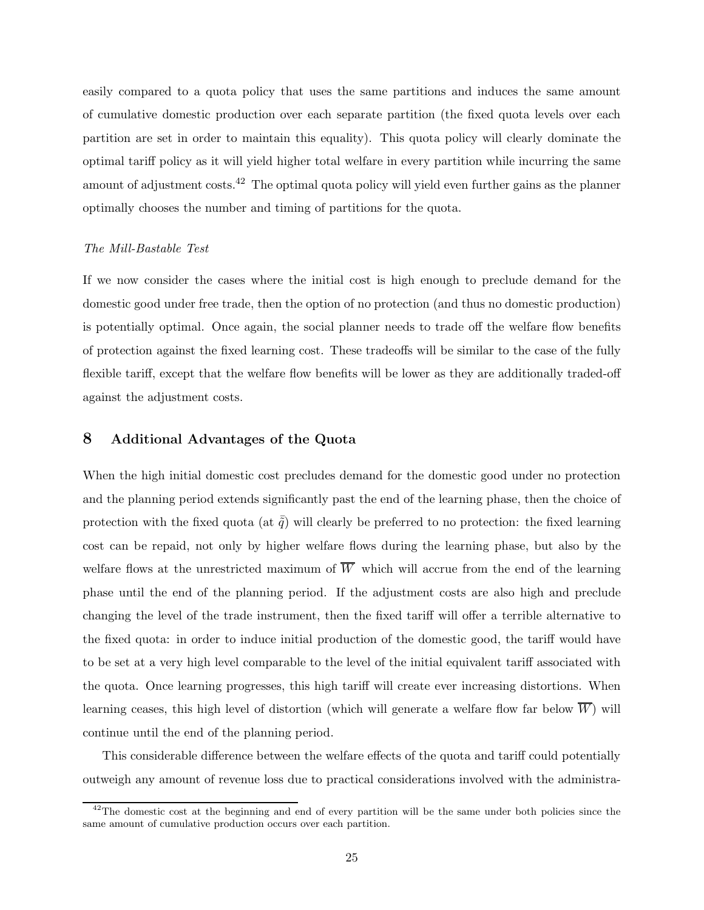easily compared to a quota policy that uses the same partitions and induces the same amount of cumulative domestic production over each separate partition (the fixed quota levels over each partition are set in order to maintain this equality). This quota policy will clearly dominate the optimal tariff policy as it will yield higher total welfare in every partition while incurring the same amount of adjustment costs.[42] The optimal quota policy will yield even further gains as the planner optimally chooses the number and timing of partitions for the quota.

*The Mill-Bastable Test*

If we now consider the cases where the initial cost is high enough to preclude demand for the domestic good under free trade, then the option of no protection (and thus no domestic production) is potentially optimal. Once again, the social planner needs to trade off the welfare flow benefits of protection against the fixed learning cost. These tradeoffs will be similar to the case of the fully flexible tariff, except that the welfare flow benefits will be lower as they are additionally traded-off against the adjustment costs.

## 8 Additional Advantages of the Quota

When the high initial domestic cost precludes demand for the domestic good under no protection and the planning period extends significantly past the end of the learning phase, then the choice of protection with the fixed quota (at $\bar{\bar{q}}$) will clearly be preferred to no protection: the fixed learning cost can be repaid, not only by higher welfare flows during the learning phase, but also by the welfare flows at the unrestricted maximum of $\overline{W}$ which will accrue from the end of the learning phase until the end of the planning period. If the adjustment costs are also high and preclude changing the level of the trade instrument, then the fixed tariff will offer a terrible alternative to the fixed quota: in order to induce initial production of the domestic good, the tariff would have to be set at a very high level comparable to the level of the initial equivalent tariff associated with the quota. Once learning progresses, this high tariff will create ever increasing distortions. When learning ceases, this high level of distortion (which will generate a welfare flow far below $\overline{W}$) will continue until the end of the planning period.

This considerable difference between the welfare effects of the quota and tariff could potentially outweigh any amount of revenue loss due to practical considerations involved with the administra-

[42] The domestic cost at the beginning and end of every partition will be the same under both policies since the same amount of cumulative production occurs over each partition.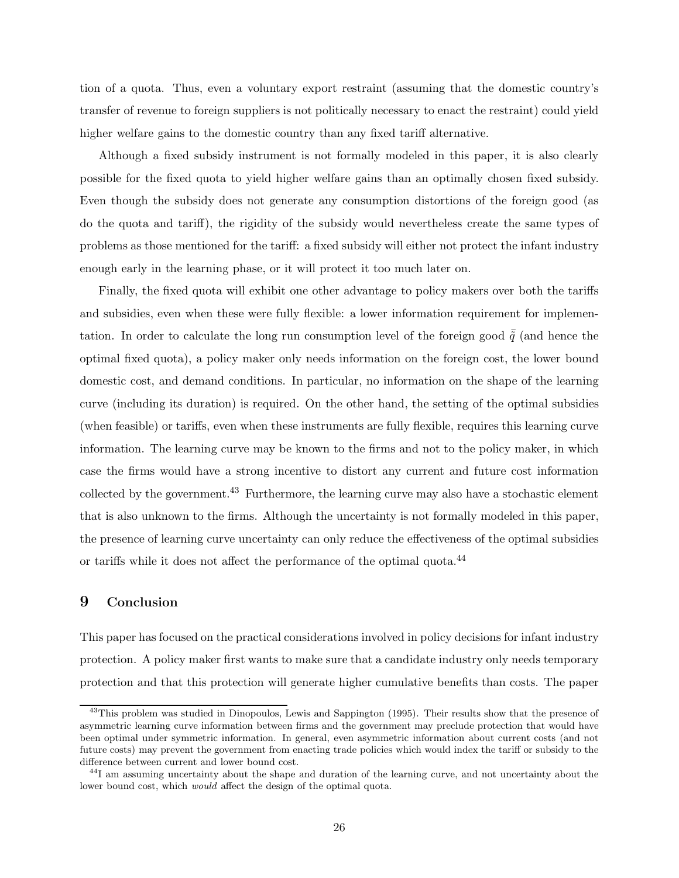tion of a quota. Thus, even a voluntary export restraint (assuming that the domestic country's transfer of revenue to foreign suppliers is not politically necessary to enact the restraint) could yield higher welfare gains to the domestic country than any fixed tariff alternative.

Although a fixed subsidy instrument is not formally modeled in this paper, it is also clearly possible for the fixed quota to yield higher welfare gains than an optimally chosen fixed subsidy. Even though the subsidy does not generate any consumption distortions of the foreign good (as do the quota and tariff), the rigidity of the subsidy would nevertheless create the same types of problems as those mentioned for the tariff: a fixed subsidy will either not protect the infant industry enough early in the learning phase, or it will protect it too much later on.

Finally, the fixed quota will exhibit one other advantage to policy makers over both the tariffs and subsidies, even when these were fully flexible: a lower information requirement for implementation. In order to calculate the long run consumption level of the foreign good $\bar{\tilde{q}}$ (and hence the optimal fixed quota), a policy maker only needs information on the foreign cost, the lower bound domestic cost, and demand conditions. In particular, no information on the shape of the learning curve (including its duration) is required. On the other hand, the setting of the optimal subsidies (when feasible) or tariffs, even when these instruments are fully flexible, requires this learning curve information. The learning curve may be known to the firms and not to the policy maker, in which case the firms would have a strong incentive to distort any current and future cost information collected by the government.[43] Furthermore, the learning curve may also have a stochastic element that is also unknown to the firms. Although the uncertainty is not formally modeled in this paper, the presence of learning curve uncertainty can only reduce the effectiveness of the optimal subsidies or tariffs while it does not affect the performance of the optimal quota.[44]

## 9 Conclusion

This paper has focused on the practical considerations involved in policy decisions for infant industry protection. A policy maker first wants to make sure that a candidate industry only needs temporary protection and that this protection will generate higher cumulative benefits than costs. The paper

[43]This problem was studied in Dinopoulos, Lewis and Sappington (1995). Their results show that the presence of asymmetric learning curve information between firms and the government may preclude protection that would have been optimal under symmetric information. In general, even asymmetric information about current costs (and not future costs) may prevent the government from enacting trade policies which would index the tariff or subsidy to the difference between current and lower bound cost.

[44]I am assuming uncertainty about the shape and duration of the learning curve, and not uncertainty about the lower bound cost, which *would* affect the design of the optimal quota.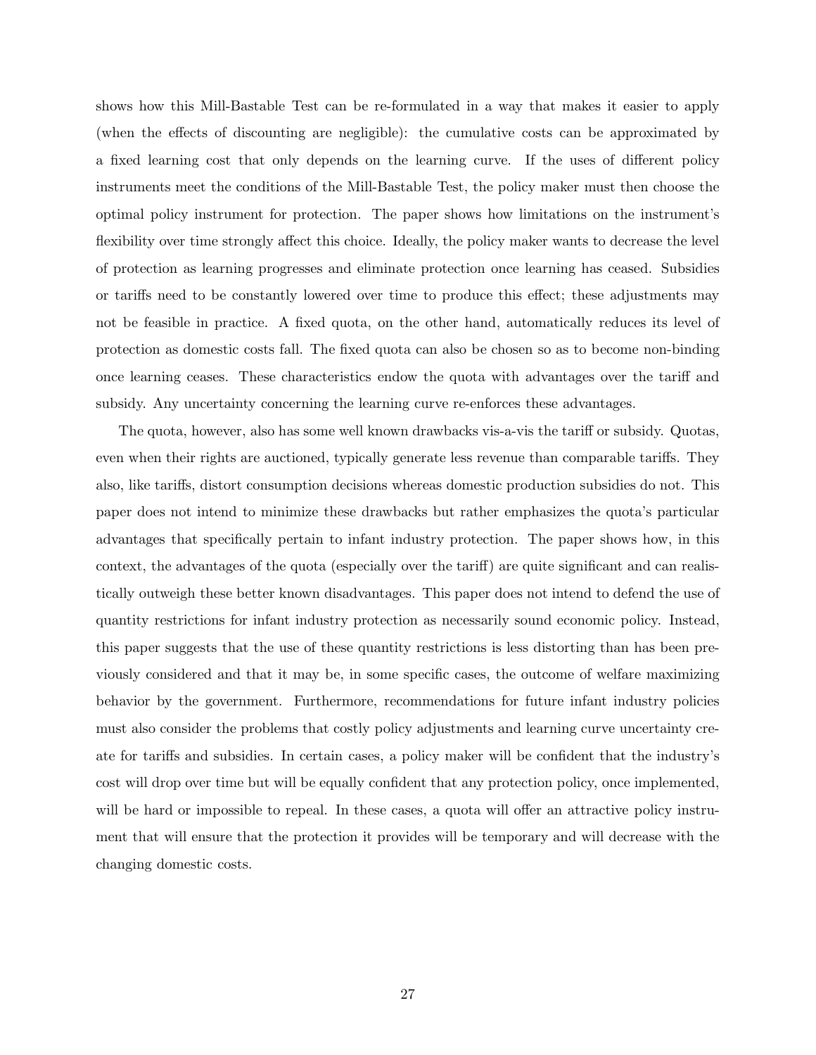shows how this Mill-Bastable Test can be re-formulated in a way that makes it easier to apply (when the effects of discounting are negligible): the cumulative costs can be approximated by a fixed learning cost that only depends on the learning curve. If the uses of different policy instruments meet the conditions of the Mill-Bastable Test, the policy maker must then choose the optimal policy instrument for protection. The paper shows how limitations on the instrument's flexibility over time strongly affect this choice. Ideally, the policy maker wants to decrease the level of protection as learning progresses and eliminate protection once learning has ceased. Subsidies or tariffs need to be constantly lowered over time to produce this effect; these adjustments may not be feasible in practice. A fixed quota, on the other hand, automatically reduces its level of protection as domestic costs fall. The fixed quota can also be chosen so as to become non-binding once learning ceases. These characteristics endow the quota with advantages over the tariff and subsidy. Any uncertainty concerning the learning curve re-enforces these advantages.

The quota, however, also has some well known drawbacks vis-a-vis the tariff or subsidy. Quotas, even when their rights are auctioned, typically generate less revenue than comparable tariffs. They also, like tariffs, distort consumption decisions whereas domestic production subsidies do not. This paper does not intend to minimize these drawbacks but rather emphasizes the quota's particular advantages that specifically pertain to infant industry protection. The paper shows how, in this context, the advantages of the quota (especially over the tariff) are quite significant and can realistically outweigh these better known disadvantages. This paper does not intend to defend the use of quantity restrictions for infant industry protection as necessarily sound economic policy. Instead, this paper suggests that the use of these quantity restrictions is less distorting than has been previously considered and that it may be, in some specific cases, the outcome of welfare maximizing behavior by the government. Furthermore, recommendations for future infant industry policies must also consider the problems that costly policy adjustments and learning curve uncertainty create for tariffs and subsidies. In certain cases, a policy maker will be confident that the industry's cost will drop over time but will be equally confident that any protection policy, once implemented, will be hard or impossible to repeal. In these cases, a quota will offer an attractive policy instrument that will ensure that the protection it provides will be temporary and will decrease with the changing domestic costs.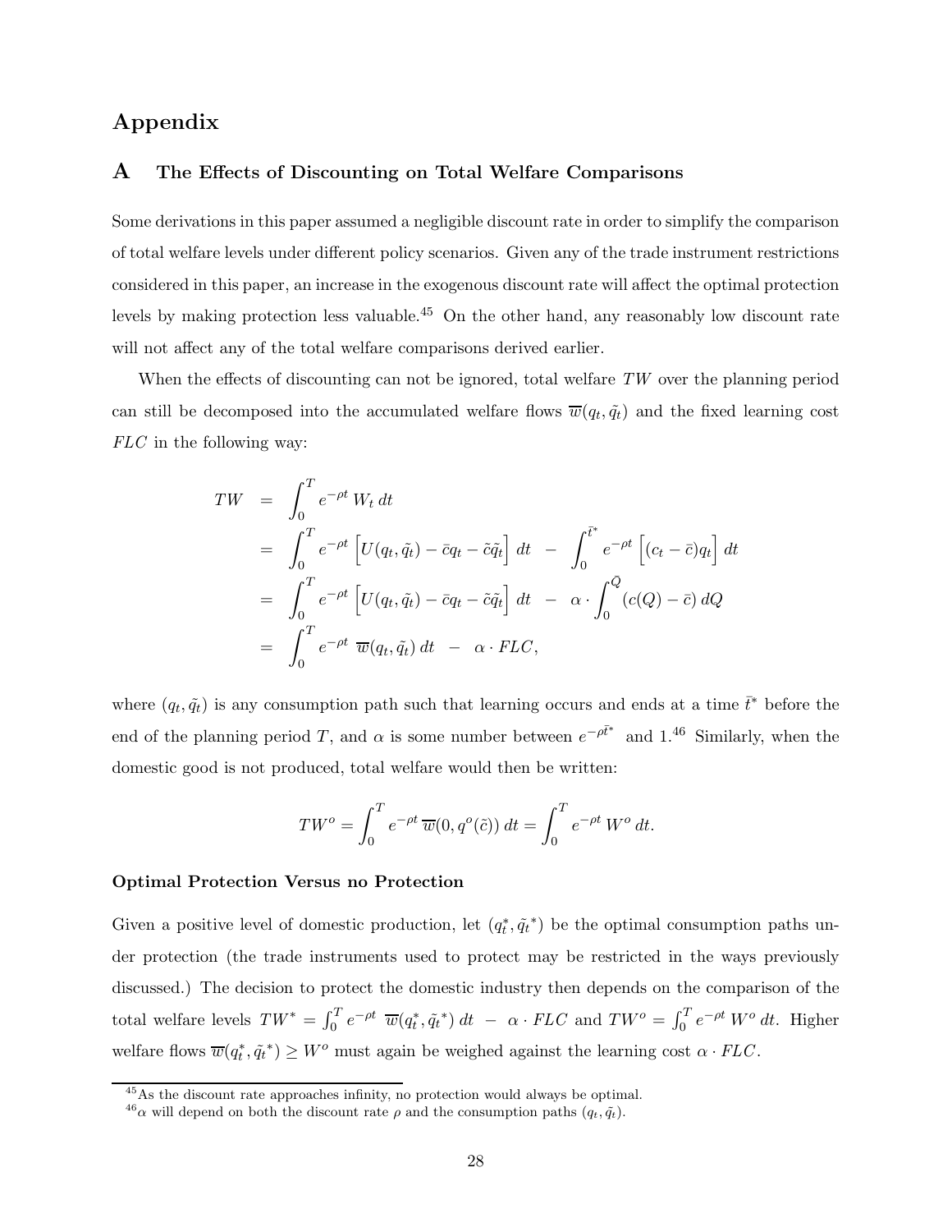# Appendix

## A The Effects of Discounting on Total Welfare Comparisons

Some derivations in this paper assumed a negligible discount rate in order to simplify the comparison of total welfare levels under different policy scenarios. Given any of the trade instrument restrictions considered in this paper, an increase in the exogenous discount rate will affect the optimal protection levels by making protection less valuable.[45] On the other hand, any reasonably low discount rate will not affect any of the total welfare comparisons derived earlier.

When the effects of discounting can not be ignored, total welfare $TW$ over the planning period can still be decomposed into the accumulated welfare flows $\overline{w}(q_t, \tilde{q}_t)$ and the fixed learning cost $FLC$ in the following way:

$$
\begin{aligned}
TW &= \int_0^T e^{-\rho t}\, W_t \, dt \\
&= \int_0^T e^{-\rho t} \Big[ U(q_t, \tilde{q}_t) - \bar{c} q_t - \tilde{c} \tilde{q}_t \Big] \, dt \;-\; \int_0^{\bar{t}^*} e^{-\rho t} \Big[ (c_t - \bar{c}) q_t \Big] \, dt \\
&= \int_0^T e^{-\rho t} \Big[ U(q_t, \tilde{q}_t) - \bar{c} q_t - \tilde{c} \tilde{q}_t \Big] \, dt \;-\; \alpha \cdot \int_0^{\bar{Q}} (c(Q) - \bar{c}) \, dQ \\
&= \int_0^T e^{-\rho t} \; \overline{w}(q_t, \tilde{q}_t) \, dt \;-\; \alpha \cdot FLC,
\end{aligned}
$$

where $(q_t, \tilde{q}_t)$ is any consumption path such that learning occurs and ends at a time $\bar{t}^*$ before the end of the planning period $T$, and $\alpha$ is some number between $e^{-\rho \bar{t}^*}$ and 1.[46] Similarly, when the domestic good is not produced, total welfare would then be written:

$$
TW^o = \int_0^T e^{-\rho t} \, \overline{w}(0, q^o(\tilde{c})) \, dt = \int_0^T e^{-\rho t} \, W^o \, dt.
$$

**Optimal Protection Versus no Protection**

Given a positive level of domestic production, let $(q_t^*, \tilde{q}_t{}^*)$ be the optimal consumption paths under protection (the trade instruments used to protect may be restricted in the ways previously discussed.) The decision to protect the domestic industry then depends on the comparison of the total welfare levels $TW^* = \int_0^T e^{-\rho t} \; \overline{w}(q_t^*, \tilde{q}_t{}^*) \, dt \; - \; \alpha \cdot FLC$ and $TW^o = \int_0^T e^{-\rho t} \, W^o \, dt$. Higher welfare flows $\overline{w}(q_t^*, \tilde{q}_t{}^*) \geq W^o$ must again be weighed against the learning cost $\alpha \cdot FLC$.

[45] As the discount rate approaches infinity, no protection would always be optimal.

[46] $\alpha$ will depend on both the discount rate $\rho$ and the consumption paths $(q_t, \tilde{q}_t)$.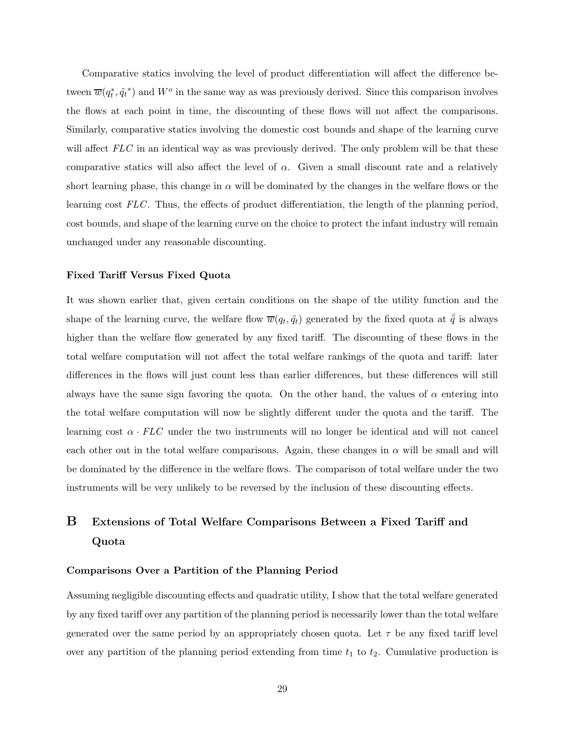Comparative statics involving the level of product differentiation will affect the difference between $\overline{w}(q_t^*, \tilde{q}_t^*)$ and $W^o$ in the same way as was previously derived. Since this comparison involves the flows at each point in time, the discounting of these flows will not affect the comparisons. Similarly, comparative statics involving the domestic cost bounds and shape of the learning curve will affect $FLC$ in an identical way as was previously derived. The only problem will be that these comparative statics will also affect the level of $\alpha$. Given a small discount rate and a relatively short learning phase, this change in $\alpha$ will be dominated by the changes in the welfare flows or the learning cost $FLC$. Thus, the effects of product differentiation, the length of the planning period, cost bounds, and shape of the learning curve on the choice to protect the infant industry will remain unchanged under any reasonable discounting.

### Fixed Tariff Versus Fixed Quota

It was shown earlier that, given certain conditions on the shape of the utility function and the shape of the learning curve, the welfare flow $\overline{w}(q_t, \tilde{q}_t)$ generated by the fixed quota at $\bar{\tilde{q}}$ is always higher than the welfare flow generated by any fixed tariff. The discounting of these flows in the total welfare computation will not affect the total welfare rankings of the quota and tariff: later differences in the flows will just count less than earlier differences, but these differences will still always have the same sign favoring the quota. On the other hand, the values of $\alpha$ entering into the total welfare computation will now be slightly different under the quota and the tariff. The learning cost $\alpha \cdot FLC$ under the two instruments will no longer be identical and will not cancel each other out in the total welfare comparisons. Again, these changes in $\alpha$ will be small and will be dominated by the difference in the welfare flows. The comparison of total welfare under the two instruments will be very unlikely to be reversed by the inclusion of these discounting effects.

## B Extensions of Total Welfare Comparisons Between a Fixed Tariff and Quota

### Comparisons Over a Partition of the Planning Period

Assuming negligible discounting effects and quadratic utility, I show that the total welfare generated by any fixed tariff over any partition of the planning period is necessarily lower than the total welfare generated over the same period by an appropriately chosen quota. Let $\tau$ be any fixed tariff level over any partition of the planning period extending from time $t_1$ to $t_2$. Cumulative production is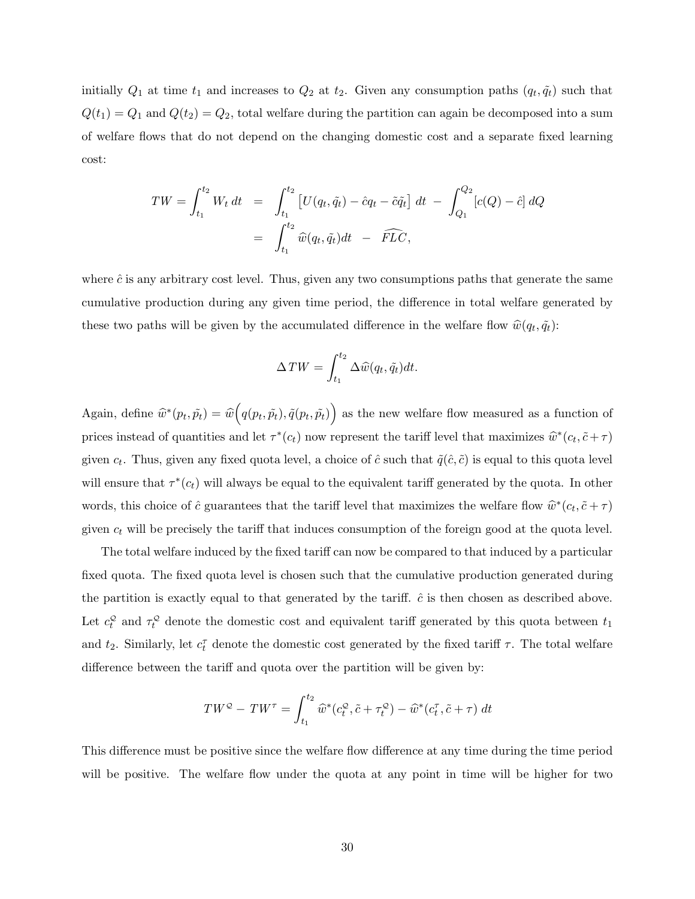initially $Q_1$ at time $t_1$ and increases to $Q_2$ at $t_2$. Given any consumption paths $(q_t, \tilde{q}_t)$ such that $Q(t_1) = Q_1$ and $Q(t_2) = Q_2$, total welfare during the partition can again be decomposed into a sum of welfare flows that do not depend on the changing domestic cost and a separate fixed learning cost:

$$
\begin{aligned}
TW = \int_{t_1}^{t_2} W_t \, dt &= \int_{t_1}^{t_2} \left[ U(q_t, \tilde{q}_t) - \hat{c} q_t - \tilde{c}\tilde{q}_t \right] \, dt \; - \; \int_{Q_1}^{Q_2} \left[ c(Q) - \hat{c} \right] dQ \\
&= \int_{t_1}^{t_2} \widehat{w}(q_t, \tilde{q}_t) dt \; - \; \widehat{FLC},
\end{aligned}
$$

where $\hat{c}$ is any arbitrary cost level. Thus, given any two consumptions paths that generate the same cumulative production during any given time period, the difference in total welfare generated by these two paths will be given by the accumulated difference in the welfare flow $\widehat{w}(q_t, \tilde{q}_t)$:

$$
\Delta TW = \int_{t_1}^{t_2} \Delta \widehat{w}(q_t, \tilde{q}_t) dt.
$$

Again, define $\widehat{w}^*(p_t, \tilde{p}_t) = \widehat{w}\Big(q(p_t, \tilde{p}_t), \tilde{q}(p_t, \tilde{p}_t)\Big)$ as the new welfare flow measured as a function of prices instead of quantities and let $\tau^*(c_t)$ now represent the tariff level that maximizes $\widehat{w}^*(c_t, \tilde{c} + \tau)$ given $c_t$. Thus, given any fixed quota level, a choice of $\hat{c}$ such that $\tilde{q}(\hat{c}, \tilde{c})$ is equal to this quota level will ensure that $\tau^*(c_t)$ will always be equal to the equivalent tariff generated by the quota. In other words, this choice of $\hat{c}$ guarantees that the tariff level that maximizes the welfare flow $\widehat{w}^*(c_t, \tilde{c} + \tau)$ given $c_t$ will be precisely the tariff that induces consumption of the foreign good at the quota level.

The total welfare induced by the fixed tariff can now be compared to that induced by a particular fixed quota. The fixed quota level is chosen such that the cumulative production generated during the partition is exactly equal to that generated by the tariff. $\hat{c}$ is then chosen as described above. Let $c_t^{\mathcal{Q}}$ and $\tau_t^{\mathcal{Q}}$ denote the domestic cost and equivalent tariff generated by this quota between $t_1$ and $t_2$. Similarly, let $c_t^{\tau}$ denote the domestic cost generated by the fixed tariff $\tau$. The total welfare difference between the tariff and quota over the partition will be given by:

$$
TW^{\mathcal{Q}} - TW^{\tau} = \int_{t_1}^{t_2} \widehat{w}^*(c_t^{\mathcal{Q}}, \tilde{c} + \tau_t^{\mathcal{Q}}) - \widehat{w}^*(c_t^{\tau}, \tilde{c} + \tau) \, dt
$$

This difference must be positive since the welfare flow difference at any time during the time period will be positive. The welfare flow under the quota at any point in time will be higher for two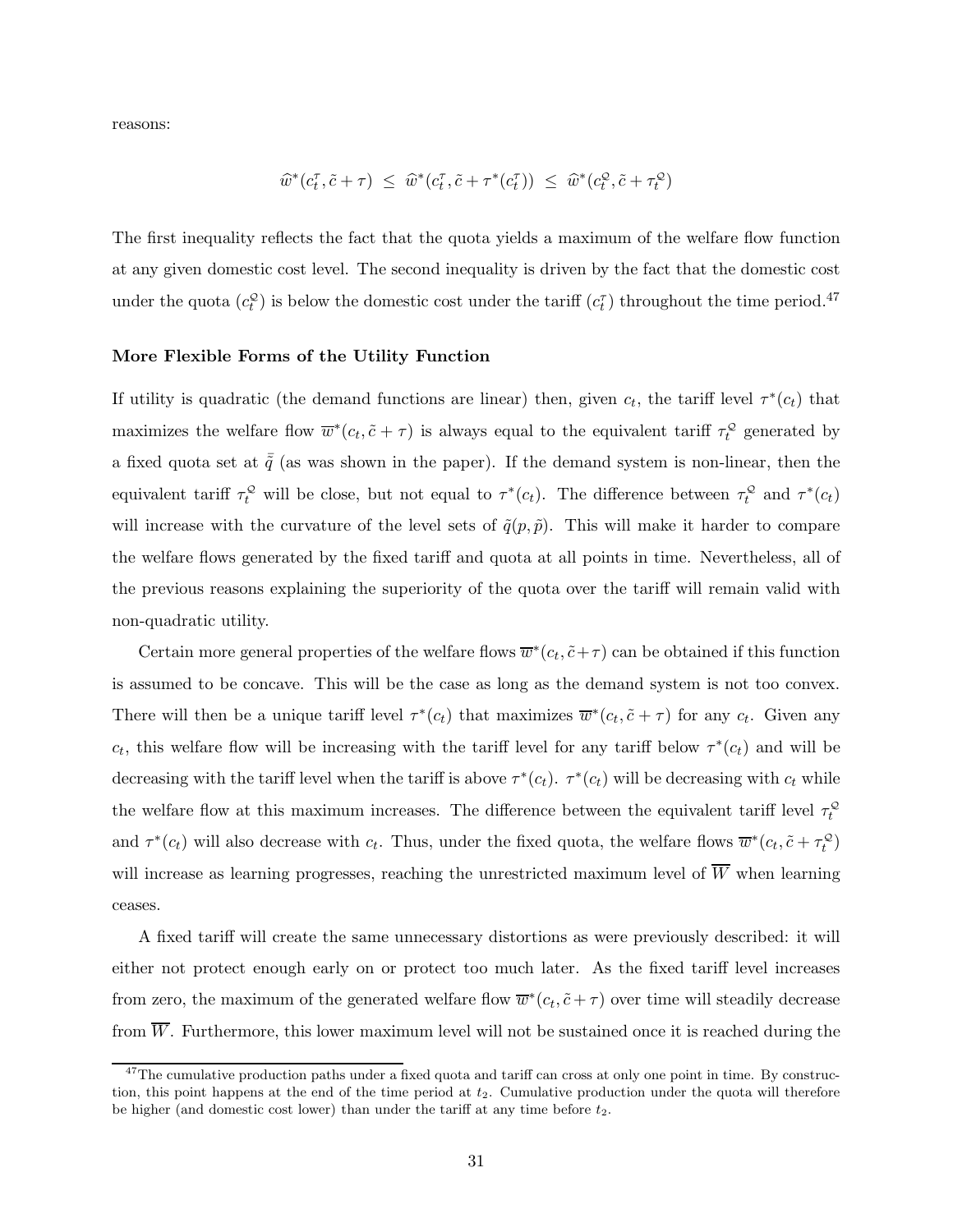reasons:

$$\widehat{w}^*(c_t^\tau, \tilde{c} + \tau) \;\leq\; \widehat{w}^*(c_t^\tau, \tilde{c} + \tau^*(c_t^\tau)) \;\leq\; \widehat{w}^*(c_t^Q, \tilde{c} + \tau_t^Q)$$

The first inequality reflects the fact that the quota yields a maximum of the welfare flow function at any given domestic cost level. The second inequality is driven by the fact that the domestic cost under the quota ($c_t^Q$) is below the domestic cost under the tariff ($c_t^\tau$) throughout the time period.[47]

**More Flexible Forms of the Utility Function**

If utility is quadratic (the demand functions are linear) then, given $c_t$, the tariff level $\tau^*(c_t)$ that maximizes the welfare flow $\overline{w}^*(c_t, \tilde{c} + \tau)$ is always equal to the equivalent tariff $\tau_t^Q$ generated by a fixed quota set at $\bar{\tilde{q}}$ (as was shown in the paper). If the demand system is non-linear, then the equivalent tariff $\tau_t^Q$ will be close, but not equal to $\tau^*(c_t)$. The difference between $\tau_t^Q$ and $\tau^*(c_t)$ will increase with the curvature of the level sets of $\tilde{q}(p, \tilde{p})$. This will make it harder to compare the welfare flows generated by the fixed tariff and quota at all points in time. Nevertheless, all of the previous reasons explaining the superiority of the quota over the tariff will remain valid with non-quadratic utility.

Certain more general properties of the welfare flows $\overline{w}^*(c_t, \tilde{c}+\tau)$ can be obtained if this function is assumed to be concave. This will be the case as long as the demand system is not too convex. There will then be a unique tariff level $\tau^*(c_t)$ that maximizes $\overline{w}^*(c_t, \tilde{c} + \tau)$ for any $c_t$. Given any $c_t$, this welfare flow will be increasing with the tariff level for any tariff below $\tau^*(c_t)$ and will be decreasing with the tariff level when the tariff is above $\tau^*(c_t)$. $\tau^*(c_t)$ will be decreasing with $c_t$ while the welfare flow at this maximum increases. The difference between the equivalent tariff level $\tau_t^Q$ and $\tau^*(c_t)$ will also decrease with $c_t$. Thus, under the fixed quota, the welfare flows $\overline{w}^*(c_t, \tilde{c} + \tau_t^Q)$ will increase as learning progresses, reaching the unrestricted maximum level of $\overline{W}$ when learning ceases.

A fixed tariff will create the same unnecessary distortions as were previously described: it will either not protect enough early on or protect too much later. As the fixed tariff level increases from zero, the maximum of the generated welfare flow $\overline{w}^*(c_t, \tilde{c} + \tau)$ over time will steadily decrease from $\overline{W}$. Furthermore, this lower maximum level will not be sustained once it is reached during the

[47] The cumulative production paths under a fixed quota and tariff can cross at only one point in time. By construction, this point happens at the end of the time period at $t_2$. Cumulative production under the quota will therefore be higher (and domestic cost lower) than under the tariff at any time before $t_2$.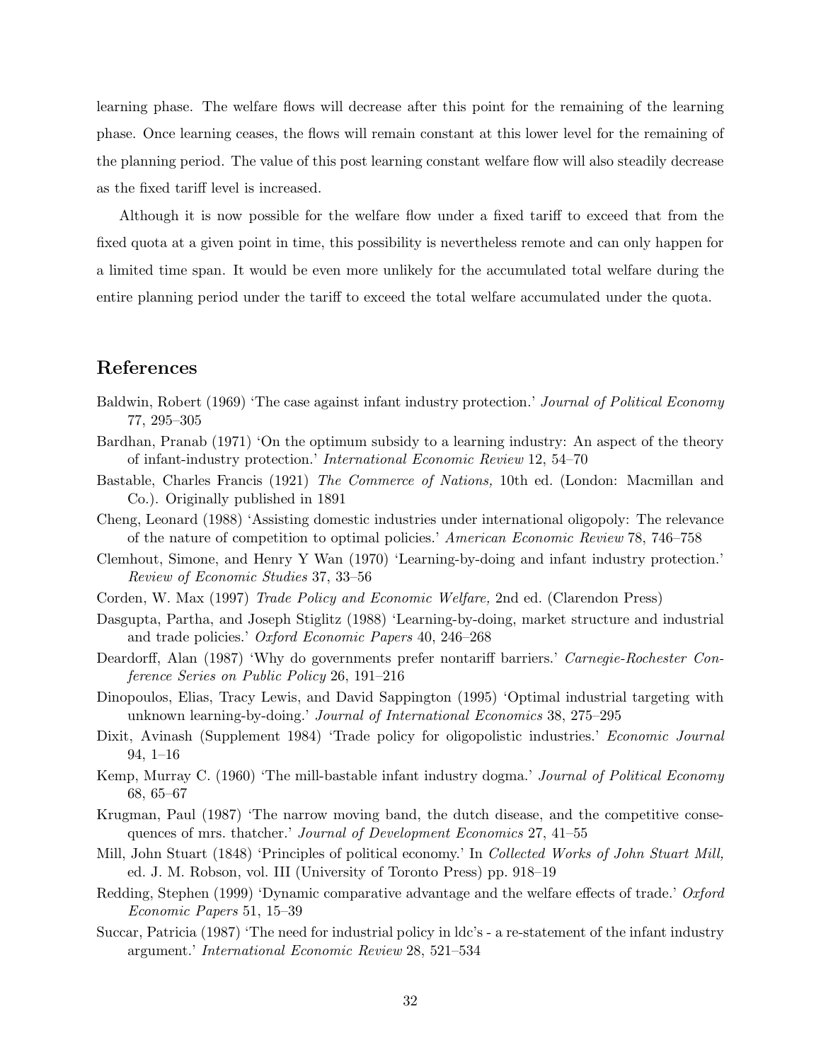learning phase. The welfare flows will decrease after this point for the remaining of the learning phase. Once learning ceases, the flows will remain constant at this lower level for the remaining of the planning period. The value of this post learning constant welfare flow will also steadily decrease as the fixed tariff level is increased.

Although it is now possible for the welfare flow under a fixed tariff to exceed that from the fixed quota at a given point in time, this possibility is nevertheless remote and can only happen for a limited time span. It would be even more unlikely for the accumulated total welfare during the entire planning period under the tariff to exceed the total welfare accumulated under the quota.

## References

Baldwin, Robert (1969) 'The case against infant industry protection.' *Journal of Political Economy* 77, 295–305

Bardhan, Pranab (1971) 'On the optimum subsidy to a learning industry: An aspect of the theory of infant-industry protection.' *International Economic Review* 12, 54–70

Bastable, Charles Francis (1921) *The Commerce of Nations,* 10th ed. (London: Macmillan and Co.). Originally published in 1891

Cheng, Leonard (1988) 'Assisting domestic industries under international oligopoly: The relevance of the nature of competition to optimal policies.' *American Economic Review* 78, 746–758

Clemhout, Simone, and Henry Y Wan (1970) 'Learning-by-doing and infant industry protection.' *Review of Economic Studies* 37, 33–56

Corden, W. Max (1997) *Trade Policy and Economic Welfare,* 2nd ed. (Clarendon Press)

Dasgupta, Partha, and Joseph Stiglitz (1988) 'Learning-by-doing, market structure and industrial and trade policies.' *Oxford Economic Papers* 40, 246–268

Deardorff, Alan (1987) 'Why do governments prefer nontariff barriers.' *Carnegie-Rochester Conference Series on Public Policy* 26, 191–216

Dinopoulos, Elias, Tracy Lewis, and David Sappington (1995) 'Optimal industrial targeting with unknown learning-by-doing.' *Journal of International Economics* 38, 275–295

Dixit, Avinash (Supplement 1984) 'Trade policy for oligopolistic industries.' *Economic Journal* 94, 1–16

Kemp, Murray C. (1960) 'The mill-bastable infant industry dogma.' *Journal of Political Economy* 68, 65–67

Krugman, Paul (1987) 'The narrow moving band, the dutch disease, and the competitive consequences of mrs. thatcher.' *Journal of Development Economics* 27, 41–55

Mill, John Stuart (1848) 'Principles of political economy.' In *Collected Works of John Stuart Mill,* ed. J. M. Robson, vol. III (University of Toronto Press) pp. 918–19

Redding, Stephen (1999) 'Dynamic comparative advantage and the welfare effects of trade.' *Oxford Economic Papers* 51, 15–39

Succar, Patricia (1987) 'The need for industrial policy in ldc's - a re-statement of the infant industry argument.' *International Economic Review* 28, 521–534